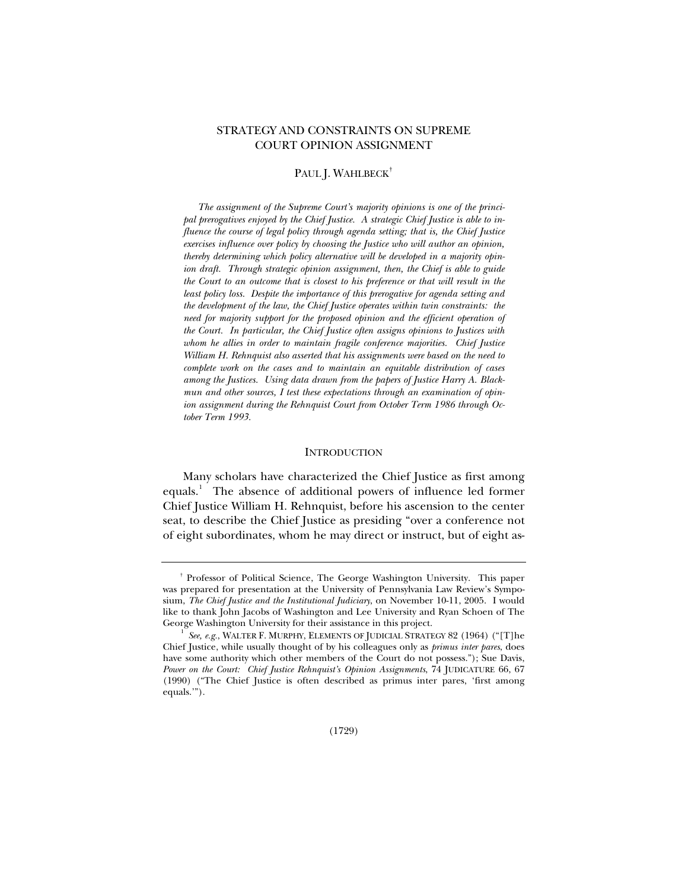# STRATEGY AND CONSTRAINTS ON SUPREME COURT OPINION ASSIGNMENT

PAUL J. WAHLBECK[†]

*The assignment of the Supreme Court's majority opinions is one of the principal prerogatives enjoyed by the Chief Justice. A strategic Chief Justice is able to influence the course of legal policy through agenda setting; that is, the Chief Justice exercises influence over policy by choosing the Justice who will author an opinion, thereby determining which policy alternative will be developed in a majority opinion draft. Through strategic opinion assignment, then, the Chief is able to guide the Court to an outcome that is closest to his preference or that will result in the least policy loss. Despite the importance of this prerogative for agenda setting and the development of the law, the Chief Justice operates within twin constraints: the need for majority support for the proposed opinion and the efficient operation of the Court. In particular, the Chief Justice often assigns opinions to Justices with whom he allies in order to maintain fragile conference majorities. Chief Justice William H. Rehnquist also asserted that his assignments were based on the need to complete work on the cases and to maintain an equitable distribution of cases among the Justices. Using data drawn from the papers of Justice Harry A. Blackmun and other sources, I test these expectations through an examination of opinion assignment during the Rehnquist Court from October Term 1986 through October Term 1993.*

## INTRODUCTION

Many scholars have characterized the Chief Justice as first among equals.[1] The absence of additional powers of influence led former Chief Justice William H. Rehnquist, before his ascension to the center seat, to describe the Chief Justice as presiding "over a conference not of eight subordinates, whom he may direct or instruct, but of eight as-

---

[†] Professor of Political Science, The George Washington University. This paper was prepared for presentation at the University of Pennsylvania Law Review's Symposium, *The Chief Justice and the Institutional Judiciary*, on November 10-11, 2005. I would like to thank John Jacobs of Washington and Lee University and Ryan Schoen of The George Washington University for their assistance in this project.

[1] *See, e.g.*, WALTER F. MURPHY, ELEMENTS OF JUDICIAL STRATEGY 82 (1964) ("[T]he Chief Justice, while usually thought of by his colleagues only as *primus inter pares*, does have some authority which other members of the Court do not possess."); Sue Davis, *Power on the Court: Chief Justice Rehnquist's Opinion Assignments*, 74 JUDICATURE 66, 67 (1990) ("The Chief Justice is often described as primus inter pares, 'first among equals.'").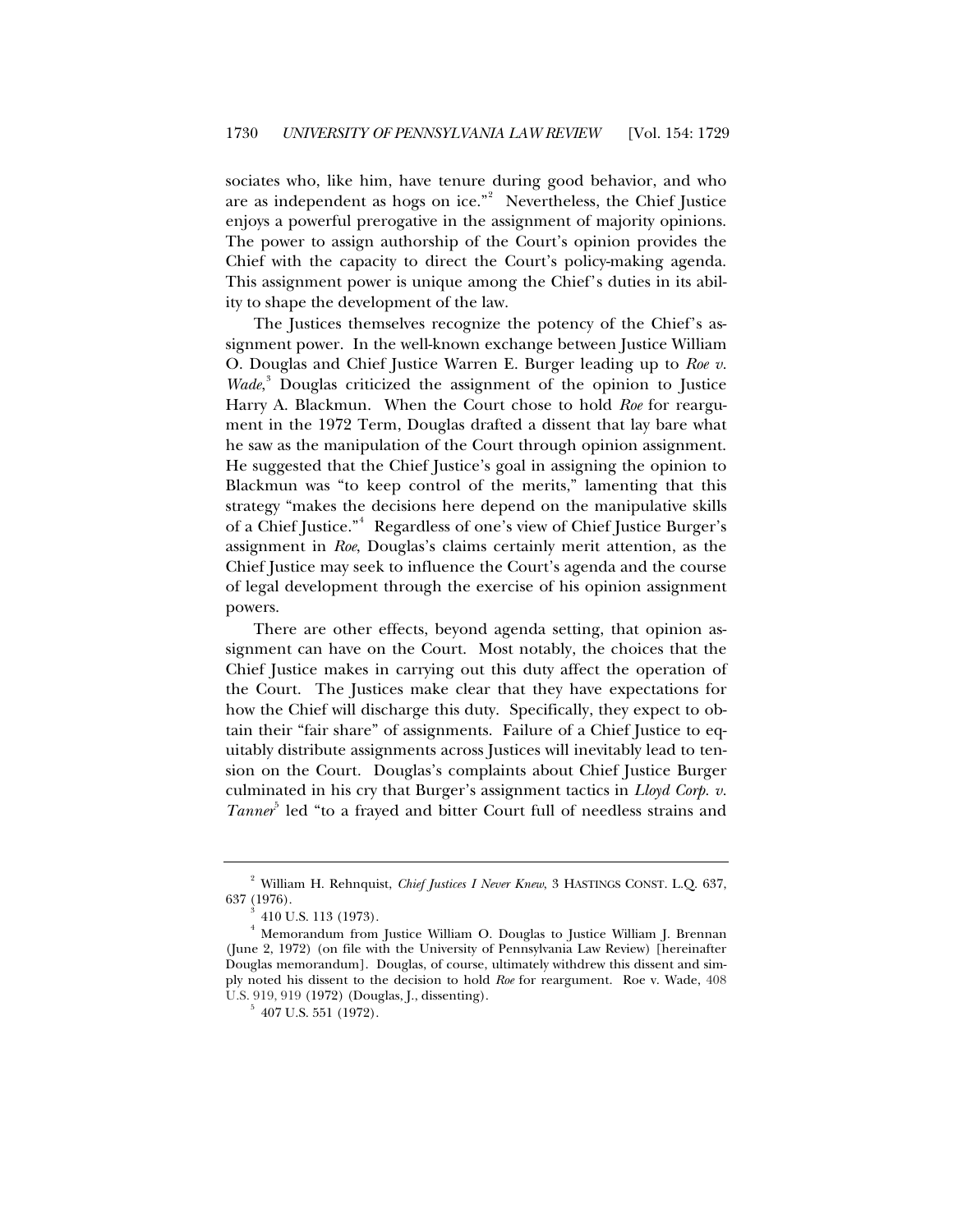sociates who, like him, have tenure during good behavior, and who are as independent as hogs on ice."[2] Nevertheless, the Chief Justice enjoys a powerful prerogative in the assignment of majority opinions. The power to assign authorship of the Court's opinion provides the Chief with the capacity to direct the Court's policy-making agenda. This assignment power is unique among the Chief's duties in its ability to shape the development of the law.

The Justices themselves recognize the potency of the Chief's assignment power. In the well-known exchange between Justice William O. Douglas and Chief Justice Warren E. Burger leading up to *Roe v. Wade*,[3] Douglas criticized the assignment of the opinion to Justice Harry A. Blackmun. When the Court chose to hold *Roe* for reargument in the 1972 Term, Douglas drafted a dissent that lay bare what he saw as the manipulation of the Court through opinion assignment. He suggested that the Chief Justice's goal in assigning the opinion to Blackmun was "to keep control of the merits," lamenting that this strategy "makes the decisions here depend on the manipulative skills of a Chief Justice."[4] Regardless of one's view of Chief Justice Burger's assignment in *Roe*, Douglas's claims certainly merit attention, as the Chief Justice may seek to influence the Court's agenda and the course of legal development through the exercise of his opinion assignment powers.

There are other effects, beyond agenda setting, that opinion assignment can have on the Court. Most notably, the choices that the Chief Justice makes in carrying out this duty affect the operation of the Court. The Justices make clear that they have expectations for how the Chief will discharge this duty. Specifically, they expect to obtain their "fair share" of assignments. Failure of a Chief Justice to equitably distribute assignments across Justices will inevitably lead to tension on the Court. Douglas's complaints about Chief Justice Burger culminated in his cry that Burger's assignment tactics in *Lloyd Corp. v. Tanner*[5] led "to a frayed and bitter Court full of needless strains and

---

[2] William H. Rehnquist, *Chief Justices I Never Knew*, 3 HASTINGS CONST. L.Q. 637, 637 (1976).

[3] 410 U.S. 113 (1973).

[4] Memorandum from Justice William O. Douglas to Justice William J. Brennan (June 2, 1972) (on file with the University of Pennsylvania Law Review) [hereinafter Douglas memorandum]. Douglas, of course, ultimately withdrew this dissent and simply noted his dissent to the decision to hold *Roe* for reargument. Roe v. Wade, 408 U.S. 919, 919 (1972) (Douglas, J., dissenting).

[5] 407 U.S. 551 (1972).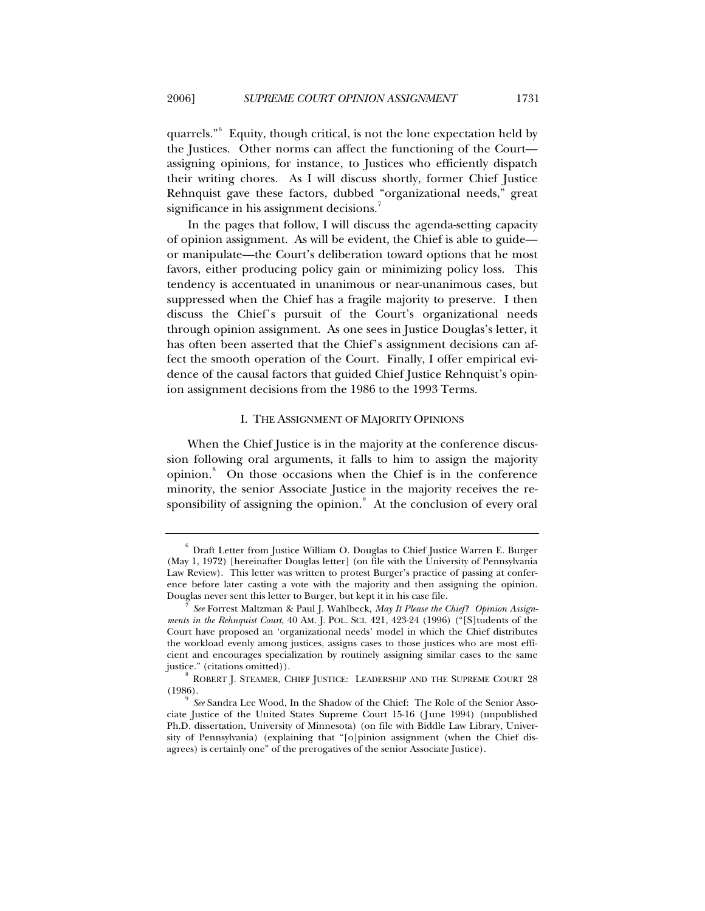quarrels."[6] Equity, though critical, is not the lone expectation held by the Justices. Other norms can affect the functioning of the Court—assigning opinions, for instance, to Justices who efficiently dispatch their writing chores. As I will discuss shortly, former Chief Justice Rehnquist gave these factors, dubbed "organizational needs," great significance in his assignment decisions.[7]

In the pages that follow, I will discuss the agenda-setting capacity of opinion assignment. As will be evident, the Chief is able to guide—or manipulate—the Court's deliberation toward options that he most favors, either producing policy gain or minimizing policy loss. This tendency is accentuated in unanimous or near-unanimous cases, but suppressed when the Chief has a fragile majority to preserve. I then discuss the Chief's pursuit of the Court's organizational needs through opinion assignment. As one sees in Justice Douglas's letter, it has often been asserted that the Chief's assignment decisions can affect the smooth operation of the Court. Finally, I offer empirical evidence of the causal factors that guided Chief Justice Rehnquist's opinion assignment decisions from the 1986 to the 1993 Terms.

## I. THE ASSIGNMENT OF MAJORITY OPINIONS

When the Chief Justice is in the majority at the conference discussion following oral arguments, it falls to him to assign the majority opinion.[8] On those occasions when the Chief is in the conference minority, the senior Associate Justice in the majority receives the responsibility of assigning the opinion.[9] At the conclusion of every oral

---

[6] Draft Letter from Justice William O. Douglas to Chief Justice Warren E. Burger (May 1, 1972) [hereinafter Douglas letter] (on file with the University of Pennsylvania Law Review). This letter was written to protest Burger's practice of passing at conference before later casting a vote with the majority and then assigning the opinion. Douglas never sent this letter to Burger, but kept it in his case file.

[7] *See* Forrest Maltzman & Paul J. Wahlbeck, *May It Please the Chief? Opinion Assignments in the Rehnquist Court*, 40 AM. J. POL. SCI. 421, 423-24 (1996) ("[S]tudents of the Court have proposed an 'organizational needs' model in which the Chief distributes the workload evenly among justices, assigns cases to those justices who are most efficient and encourages specialization by routinely assigning similar cases to the same justice." (citations omitted)).

[8] ROBERT J. STEAMER, CHIEF JUSTICE: LEADERSHIP AND THE SUPREME COURT 28 (1986).

[9] *See* Sandra Lee Wood, In the Shadow of the Chief: The Role of the Senior Associate Justice of the United States Supreme Court 15-16 (June 1994) (unpublished Ph.D. dissertation, University of Minnesota) (on file with Biddle Law Library, University of Pennsylvania) (explaining that "[o]pinion assignment (when the Chief disagrees) is certainly one" of the prerogatives of the senior Associate Justice).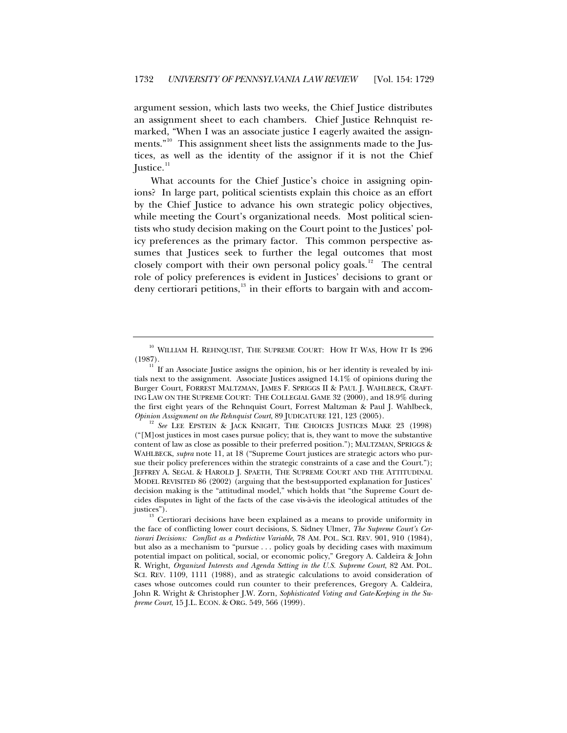argument session, which lasts two weeks, the Chief Justice distributes an assignment sheet to each chambers. Chief Justice Rehnquist remarked, "When I was an associate justice I eagerly awaited the assignments."[10] This assignment sheet lists the assignments made to the Justices, as well as the identity of the assignor if it is not the Chief Justice.[11]

What accounts for the Chief Justice's choice in assigning opinions? In large part, political scientists explain this choice as an effort by the Chief Justice to advance his own strategic policy objectives, while meeting the Court's organizational needs. Most political scientists who study decision making on the Court point to the Justices' policy preferences as the primary factor. This common perspective assumes that Justices seek to further the legal outcomes that most closely comport with their own personal policy goals.[12] The central role of policy preferences is evident in Justices' decisions to grant or deny certiorari petitions,[13] in their efforts to bargain with and accom-

---

[10] WILLIAM H. REHNQUIST, THE SUPREME COURT: HOW IT WAS, HOW IT IS 296 (1987).

[11] If an Associate Justice assigns the opinion, his or her identity is revealed by initials next to the assignment. Associate Justices assigned 14.1% of opinions during the Burger Court, FORREST MALTZMAN, JAMES F. SPRIGGS II & PAUL J. WAHLBECK, CRAFTING LAW ON THE SUPREME COURT: THE COLLEGIAL GAME 32 (2000), and 18.9% during the first eight years of the Rehnquist Court, Forrest Maltzman & Paul J. Wahlbeck, *Opinion Assignment on the Rehnquist Court*, 89 JUDICATURE 121, 123 (2005).

[12] *See* LEE EPSTEIN & JACK KNIGHT, THE CHOICES JUSTICES MAKE 23 (1998) ("[M]ost justices in most cases pursue policy; that is, they want to move the substantive content of law as close as possible to their preferred position."); MALTZMAN, SPRIGGS & WAHLBECK, *supra* note 11, at 18 ("Supreme Court justices are strategic actors who pursue their policy preferences within the strategic constraints of a case and the Court."); JEFFREY A. SEGAL & HAROLD J. SPAETH, THE SUPREME COURT AND THE ATTITUDINAL MODEL REVISITED 86 (2002) (arguing that the best-supported explanation for Justices' decision making is the "attitudinal model," which holds that "the Supreme Court decides disputes in light of the facts of the case vis-à-vis the ideological attitudes of the justices").

[13] Certiorari decisions have been explained as a means to provide uniformity in the face of conflicting lower court decisions, S. Sidney Ulmer, *The Supreme Court's Certiorari Decisions: Conflict as a Predictive Variable*, 78 AM. POL. SCI. REV. 901, 910 (1984), but also as a mechanism to "pursue . . . policy goals by deciding cases with maximum potential impact on political, social, or economic policy," Gregory A. Caldeira & John R. Wright, *Organized Interests and Agenda Setting in the U.S. Supreme Court*, 82 AM. POL. SCI. REV. 1109, 1111 (1988), and as strategic calculations to avoid consideration of cases whose outcomes could run counter to their preferences, Gregory A. Caldeira, John R. Wright & Christopher J.W. Zorn, *Sophisticated Voting and Gate-Keeping in the Supreme Court*, 15 J.L. ECON. & ORG. 549, 566 (1999).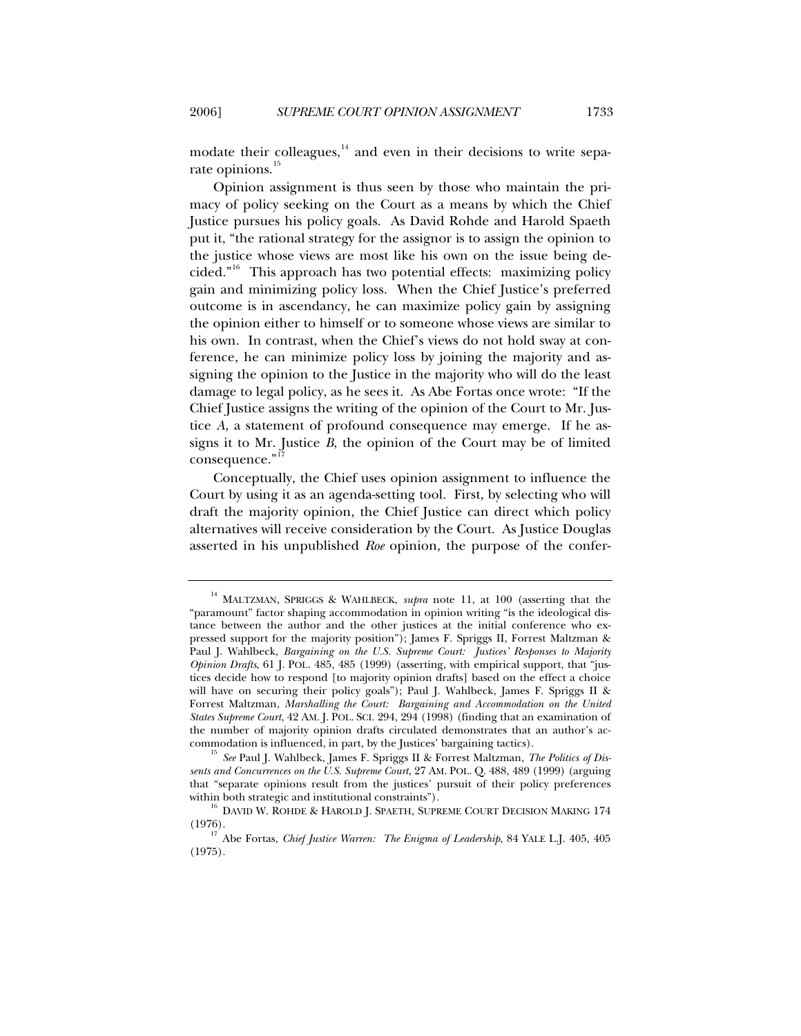modate their colleagues,[14] and even in their decisions to write separate opinions.[15]

Opinion assignment is thus seen by those who maintain the primacy of policy seeking on the Court as a means by which the Chief Justice pursues his policy goals. As David Rohde and Harold Spaeth put it, "the rational strategy for the assignor is to assign the opinion to the justice whose views are most like his own on the issue being decided."[16] This approach has two potential effects: maximizing policy gain and minimizing policy loss. When the Chief Justice's preferred outcome is in ascendancy, he can maximize policy gain by assigning the opinion either to himself or to someone whose views are similar to his own. In contrast, when the Chief's views do not hold sway at conference, he can minimize policy loss by joining the majority and assigning the opinion to the Justice in the majority who will do the least damage to legal policy, as he sees it. As Abe Fortas once wrote: "If the Chief Justice assigns the writing of the opinion of the Court to Mr. Justice *A*, a statement of profound consequence may emerge. If he assigns it to Mr. Justice *B*, the opinion of the Court may be of limited consequence."[17]

Conceptually, the Chief uses opinion assignment to influence the Court by using it as an agenda-setting tool. First, by selecting who will draft the majority opinion, the Chief Justice can direct which policy alternatives will receive consideration by the Court. As Justice Douglas asserted in his unpublished *Roe* opinion, the purpose of the confer-

---

[14] MALTZMAN, SPRIGGS & WAHLBECK, *supra* note 11, at 100 (asserting that the "paramount" factor shaping accommodation in opinion writing "is the ideological distance between the author and the other justices at the initial conference who expressed support for the majority position"); James F. Spriggs II, Forrest Maltzman & Paul J. Wahlbeck, *Bargaining on the U.S. Supreme Court: Justices' Responses to Majority Opinion Drafts*, 61 J. POL. 485, 485 (1999) (asserting, with empirical support, that "justices decide how to respond [to majority opinion drafts] based on the effect a choice will have on securing their policy goals"); Paul J. Wahlbeck, James F. Spriggs II & Forrest Maltzman, *Marshalling the Court: Bargaining and Accommodation on the United States Supreme Court*, 42 AM. J. POL. SCI. 294, 294 (1998) (finding that an examination of the number of majority opinion drafts circulated demonstrates that an author's accommodation is influenced, in part, by the Justices' bargaining tactics).

[15] *See* Paul J. Wahlbeck, James F. Spriggs II & Forrest Maltzman, *The Politics of Dissents and Concurrences on the U.S. Supreme Court*, 27 AM. POL. Q. 488, 489 (1999) (arguing that "separate opinions result from the justices' pursuit of their policy preferences within both strategic and institutional constraints").

[16] DAVID W. ROHDE & HAROLD J. SPAETH, SUPREME COURT DECISION MAKING 174 (1976).

[17] Abe Fortas, *Chief Justice Warren: The Enigma of Leadership*, 84 YALE L.J. 405, 405 (1975).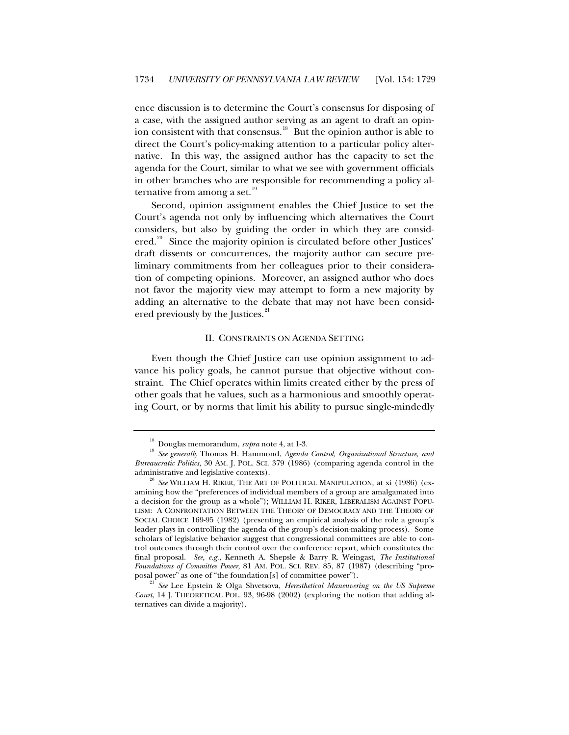ence discussion is to determine the Court's consensus for disposing of a case, with the assigned author serving as an agent to draft an opinion consistent with that consensus.[18] But the opinion author is able to direct the Court's policy-making attention to a particular policy alternative. In this way, the assigned author has the capacity to set the agenda for the Court, similar to what we see with government officials in other branches who are responsible for recommending a policy alternative from among a set.[19]

Second, opinion assignment enables the Chief Justice to set the Court's agenda not only by influencing which alternatives the Court considers, but also by guiding the order in which they are considered.[20] Since the majority opinion is circulated before other Justices' draft dissents or concurrences, the majority author can secure preliminary commitments from her colleagues prior to their consideration of competing opinions. Moreover, an assigned author who does not favor the majority view may attempt to form a new majority by adding an alternative to the debate that may not have been considered previously by the Justices.[21]

## II. CONSTRAINTS ON AGENDA SETTING

Even though the Chief Justice can use opinion assignment to advance his policy goals, he cannot pursue that objective without constraint. The Chief operates within limits created either by the press of other goals that he values, such as a harmonious and smoothly operating Court, or by norms that limit his ability to pursue single-mindedly

---

[18] Douglas memorandum, *supra* note 4, at 1-3.

[19] *See generally* Thomas H. Hammond, *Agenda Control, Organizational Structure, and Bureaucratic Politics*, 30 AM. J. POL. SCI. 379 (1986) (comparing agenda control in the administrative and legislative contexts).

[20] *See* WILLIAM H. RIKER, THE ART OF POLITICAL MANIPULATION, at xi (1986) (examining how the "preferences of individual members of a group are amalgamated into a decision for the group as a whole"); WILLIAM H. RIKER, LIBERALISM AGAINST POPULISM: A CONFRONTATION BETWEEN THE THEORY OF DEMOCRACY AND THE THEORY OF SOCIAL CHOICE 169-95 (1982) (presenting an empirical analysis of the role a group's leader plays in controlling the agenda of the group's decision-making process). Some scholars of legislative behavior suggest that congressional committees are able to control outcomes through their control over the conference report, which constitutes the final proposal. *See, e.g.*, Kenneth A. Shepsle & Barry R. Weingast, *The Institutional Foundations of Committee Power*, 81 AM. POL. SCI. REV. 85, 87 (1987) (describing "proposal power" as one of "the foundation[s] of committee power").

[21] *See* Lee Epstein & Olga Shvetsova, *Heresthetical Maneuvering on the US Supreme Court*, 14 J. THEORETICAL POL. 93, 96-98 (2002) (exploring the notion that adding alternatives can divide a majority).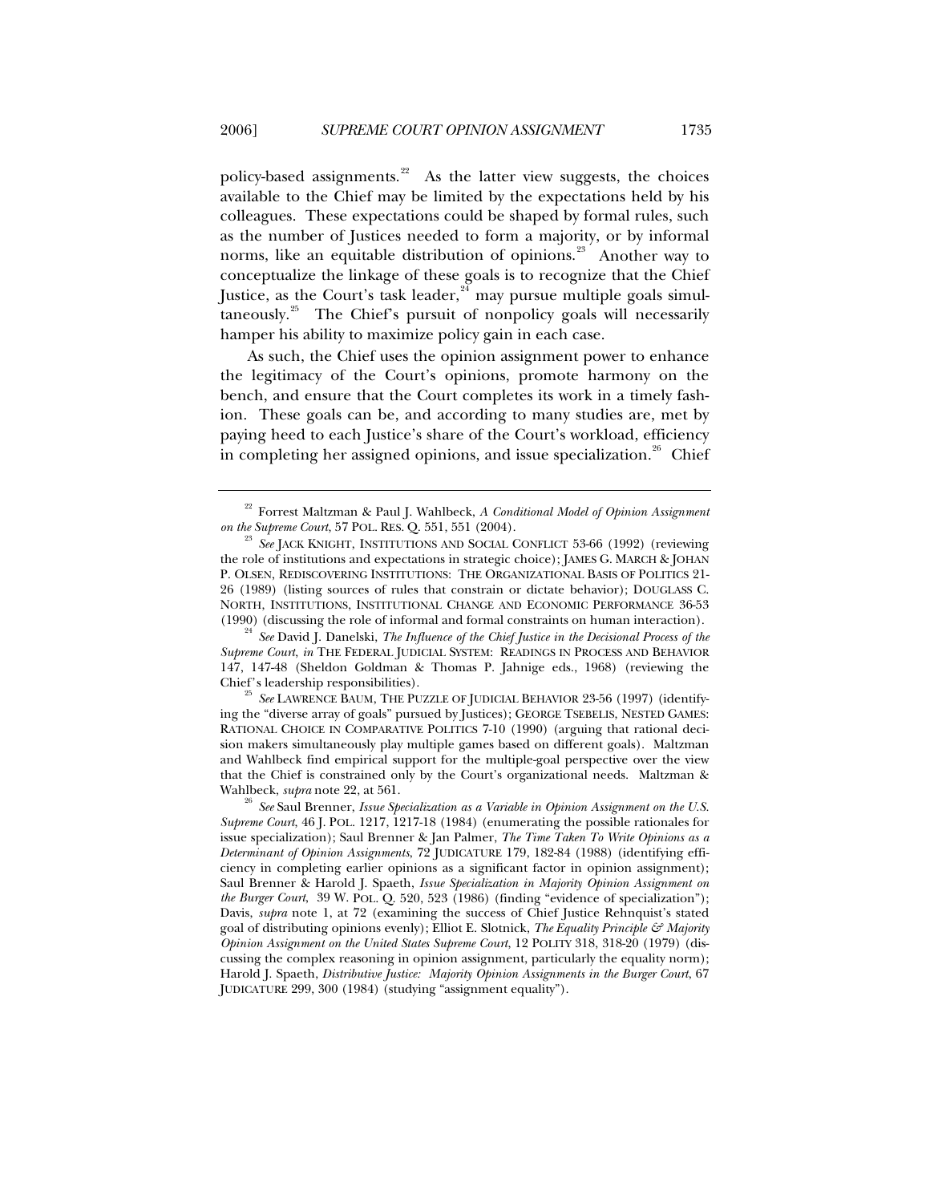policy-based assignments.[22] As the latter view suggests, the choices available to the Chief may be limited by the expectations held by his colleagues. These expectations could be shaped by formal rules, such as the number of Justices needed to form a majority, or by informal norms, like an equitable distribution of opinions.[23] Another way to conceptualize the linkage of these goals is to recognize that the Chief Justice, as the Court's task leader,[24] may pursue multiple goals simultaneously.[25] The Chief's pursuit of nonpolicy goals will necessarily hamper his ability to maximize policy gain in each case.

As such, the Chief uses the opinion assignment power to enhance the legitimacy of the Court's opinions, promote harmony on the bench, and ensure that the Court completes its work in a timely fashion. These goals can be, and according to many studies are, met by paying heed to each Justice's share of the Court's workload, efficiency in completing her assigned opinions, and issue specialization.[26] Chief

---

[22] Forrest Maltzman & Paul J. Wahlbeck, *A Conditional Model of Opinion Assignment on the Supreme Court*, 57 POL. RES. Q. 551, 551 (2004).

[23] *See* JACK KNIGHT, INSTITUTIONS AND SOCIAL CONFLICT 53-66 (1992) (reviewing the role of institutions and expectations in strategic choice); JAMES G. MARCH & JOHAN P. OLSEN, REDISCOVERING INSTITUTIONS: THE ORGANIZATIONAL BASIS OF POLITICS 21-26 (1989) (listing sources of rules that constrain or dictate behavior); DOUGLASS C. NORTH, INSTITUTIONS, INSTITUTIONAL CHANGE AND ECONOMIC PERFORMANCE 36-53 (1990) (discussing the role of informal and formal constraints on human interaction).

[24] *See* David J. Danelski, *The Influence of the Chief Justice in the Decisional Process of the Supreme Court*, *in* THE FEDERAL JUDICIAL SYSTEM: READINGS IN PROCESS AND BEHAVIOR 147, 147-48 (Sheldon Goldman & Thomas P. Jahnige eds., 1968) (reviewing the Chief's leadership responsibilities).

[25] *See* LAWRENCE BAUM, THE PUZZLE OF JUDICIAL BEHAVIOR 23-56 (1997) (identifying the "diverse array of goals" pursued by Justices); GEORGE TSEBELIS, NESTED GAMES: RATIONAL CHOICE IN COMPARATIVE POLITICS 7-10 (1990) (arguing that rational decision makers simultaneously play multiple games based on different goals). Maltzman and Wahlbeck find empirical support for the multiple-goal perspective over the view that the Chief is constrained only by the Court's organizational needs. Maltzman & Wahlbeck, *supra* note 22, at 561.

[26] *See* Saul Brenner, *Issue Specialization as a Variable in Opinion Assignment on the U.S. Supreme Court*, 46 J. POL. 1217, 1217-18 (1984) (enumerating the possible rationales for issue specialization); Saul Brenner & Jan Palmer, *The Time Taken To Write Opinions as a Determinant of Opinion Assignments*, 72 JUDICATURE 179, 182-84 (1988) (identifying efficiency in completing earlier opinions as a significant factor in opinion assignment); Saul Brenner & Harold J. Spaeth, *Issue Specialization in Majority Opinion Assignment on the Burger Court*, 39 W. POL. Q. 520, 523 (1986) (finding "evidence of specialization"); Davis, *supra* note 1, at 72 (examining the success of Chief Justice Rehnquist's stated goal of distributing opinions evenly); Elliot E. Slotnick, *The Equality Principle & Majority Opinion Assignment on the United States Supreme Court*, 12 POLITY 318, 318-20 (1979) (discussing the complex reasoning in opinion assignment, particularly the equality norm); Harold J. Spaeth, *Distributive Justice: Majority Opinion Assignments in the Burger Court*, 67 JUDICATURE 299, 300 (1984) (studying "assignment equality").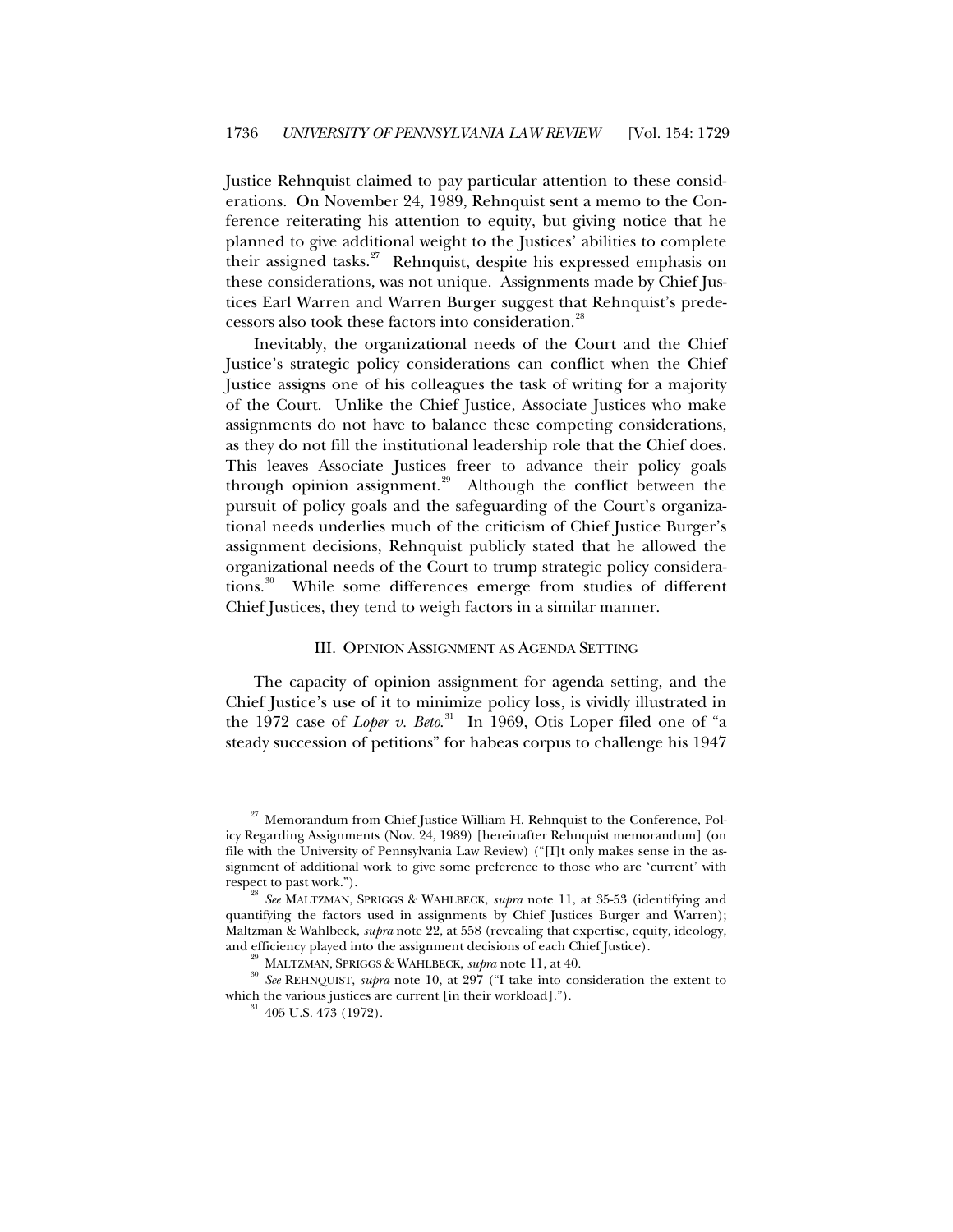Justice Rehnquist claimed to pay particular attention to these considerations. On November 24, 1989, Rehnquist sent a memo to the Conference reiterating his attention to equity, but giving notice that he planned to give additional weight to the Justices' abilities to complete their assigned tasks.[27] Rehnquist, despite his expressed emphasis on these considerations, was not unique. Assignments made by Chief Justices Earl Warren and Warren Burger suggest that Rehnquist's predecessors also took these factors into consideration.[28]

Inevitably, the organizational needs of the Court and the Chief Justice's strategic policy considerations can conflict when the Chief Justice assigns one of his colleagues the task of writing for a majority of the Court. Unlike the Chief Justice, Associate Justices who make assignments do not have to balance these competing considerations, as they do not fill the institutional leadership role that the Chief does. This leaves Associate Justices freer to advance their policy goals through opinion assignment.[29] Although the conflict between the pursuit of policy goals and the safeguarding of the Court's organizational needs underlies much of the criticism of Chief Justice Burger's assignment decisions, Rehnquist publicly stated that he allowed the organizational needs of the Court to trump strategic policy considerations.[30] While some differences emerge from studies of different Chief Justices, they tend to weigh factors in a similar manner.

## III. OPINION ASSIGNMENT AS AGENDA SETTING

The capacity of opinion assignment for agenda setting, and the Chief Justice's use of it to minimize policy loss, is vividly illustrated in the 1972 case of *Loper v. Beto*.[31] In 1969, Otis Loper filed one of "a steady succession of petitions" for habeas corpus to challenge his 1947

---

[27] Memorandum from Chief Justice William H. Rehnquist to the Conference, Policy Regarding Assignments (Nov. 24, 1989) [hereinafter Rehnquist memorandum] (on file with the University of Pennsylvania Law Review) ("[I]t only makes sense in the assignment of additional work to give some preference to those who are 'current' with respect to past work.").

[28] *See* MALTZMAN, SPRIGGS & WAHLBECK, *supra* note 11, at 35-53 (identifying and quantifying the factors used in assignments by Chief Justices Burger and Warren); Maltzman & Wahlbeck, *supra* note 22, at 558 (revealing that expertise, equity, ideology, and efficiency played into the assignment decisions of each Chief Justice).

[29] MALTZMAN, SPRIGGS & WAHLBECK, *supra* note 11, at 40.

[30] *See* REHNQUIST, *supra* note 10, at 297 ("I take into consideration the extent to which the various justices are current [in their workload].").

[31] 405 U.S. 473 (1972).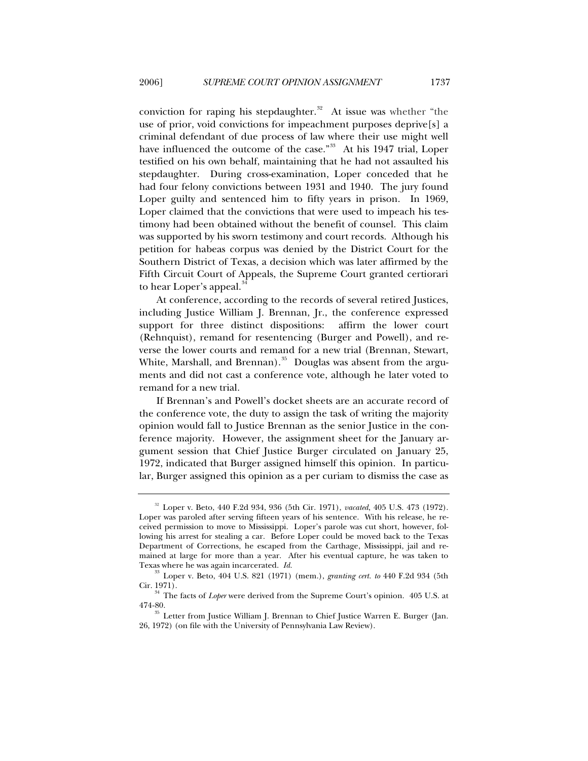conviction for raping his stepdaughter.[32] At issue was whether "the use of prior, void convictions for impeachment purposes deprive[s] a criminal defendant of due process of law where their use might well have influenced the outcome of the case."[33] At his 1947 trial, Loper testified on his own behalf, maintaining that he had not assaulted his stepdaughter. During cross-examination, Loper conceded that he had four felony convictions between 1931 and 1940. The jury found Loper guilty and sentenced him to fifty years in prison. In 1969, Loper claimed that the convictions that were used to impeach his testimony had been obtained without the benefit of counsel. This claim was supported by his sworn testimony and court records. Although his petition for habeas corpus was denied by the District Court for the Southern District of Texas, a decision which was later affirmed by the Fifth Circuit Court of Appeals, the Supreme Court granted certiorari to hear Loper's appeal.[34]

At conference, according to the records of several retired Justices, including Justice William J. Brennan, Jr., the conference expressed support for three distinct dispositions: affirm the lower court (Rehnquist), remand for resentencing (Burger and Powell), and reverse the lower courts and remand for a new trial (Brennan, Stewart, White, Marshall, and Brennan).[35] Douglas was absent from the arguments and did not cast a conference vote, although he later voted to remand for a new trial.

If Brennan's and Powell's docket sheets are an accurate record of the conference vote, the duty to assign the task of writing the majority opinion would fall to Justice Brennan as the senior Justice in the conference majority. However, the assignment sheet for the January argument session that Chief Justice Burger circulated on January 25, 1972, indicated that Burger assigned himself this opinion. In particular, Burger assigned this opinion as a per curiam to dismiss the case as

---

[32] Loper v. Beto, 440 F.2d 934, 936 (5th Cir. 1971), *vacated*, 405 U.S. 473 (1972). Loper was paroled after serving fifteen years of his sentence. With his release, he received permission to move to Mississippi. Loper's parole was cut short, however, following his arrest for stealing a car. Before Loper could be moved back to the Texas Department of Corrections, he escaped from the Carthage, Mississippi, jail and remained at large for more than a year. After his eventual capture, he was taken to Texas where he was again incarcerated. *Id.*

[33] Loper v. Beto, 404 U.S. 821 (1971) (mem.), *granting cert. to* 440 F.2d 934 (5th Cir. 1971).

[34] The facts of *Loper* were derived from the Supreme Court's opinion. 405 U.S. at 474-80.

[35] Letter from Justice William J. Brennan to Chief Justice Warren E. Burger (Jan. 26, 1972) (on file with the University of Pennsylvania Law Review).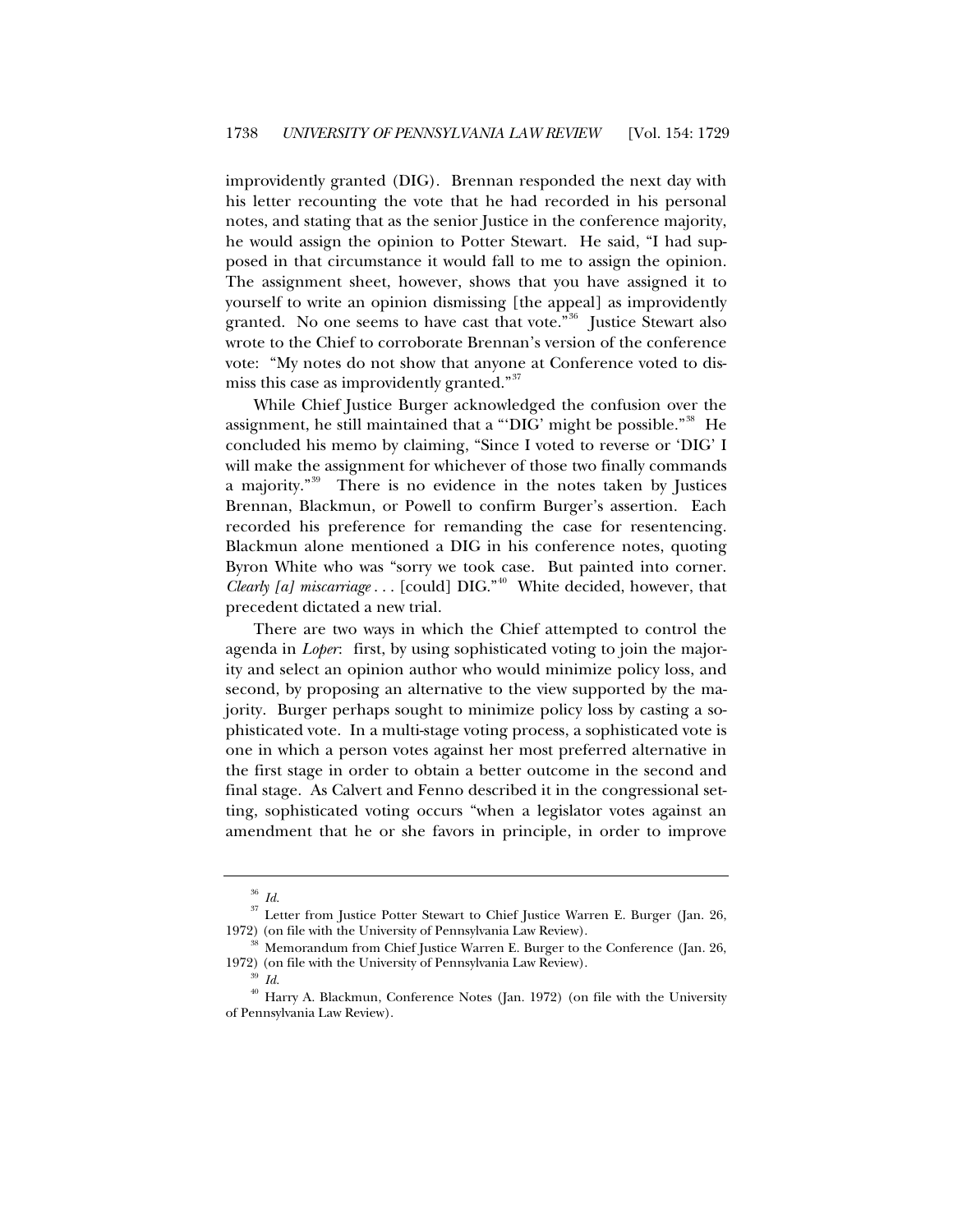improvidently granted (DIG). Brennan responded the next day with his letter recounting the vote that he had recorded in his personal notes, and stating that as the senior Justice in the conference majority, he would assign the opinion to Potter Stewart. He said, "I had supposed in that circumstance it would fall to me to assign the opinion. The assignment sheet, however, shows that you have assigned it to yourself to write an opinion dismissing [the appeal] as improvidently granted. No one seems to have cast that vote."[36] Justice Stewart also wrote to the Chief to corroborate Brennan's version of the conference vote: "My notes do not show that anyone at Conference voted to dismiss this case as improvidently granted."[37]

While Chief Justice Burger acknowledged the confusion over the assignment, he still maintained that a "'DIG' might be possible."[38] He concluded his memo by claiming, "Since I voted to reverse or 'DIG' I will make the assignment for whichever of those two finally commands a majority."[39] There is no evidence in the notes taken by Justices Brennan, Blackmun, or Powell to confirm Burger's assertion. Each recorded his preference for remanding the case for resentencing. Blackmun alone mentioned a DIG in his conference notes, quoting Byron White who was "sorry we took case. But painted into corner. *Clearly [a] miscarriage* . . . [could] DIG."[40] White decided, however, that precedent dictated a new trial.

There are two ways in which the Chief attempted to control the agenda in *Loper*: first, by using sophisticated voting to join the majority and select an opinion author who would minimize policy loss, and second, by proposing an alternative to the view supported by the majority. Burger perhaps sought to minimize policy loss by casting a sophisticated vote. In a multi-stage voting process, a sophisticated vote is one in which a person votes against her most preferred alternative in the first stage in order to obtain a better outcome in the second and final stage. As Calvert and Fenno described it in the congressional setting, sophisticated voting occurs "when a legislator votes against an amendment that he or she favors in principle, in order to improve

---

[36] *Id.*

[37] Letter from Justice Potter Stewart to Chief Justice Warren E. Burger (Jan. 26, 1972) (on file with the University of Pennsylvania Law Review).

[38] Memorandum from Chief Justice Warren E. Burger to the Conference (Jan. 26, 1972) (on file with the University of Pennsylvania Law Review).

[39] *Id.*

[40] Harry A. Blackmun, Conference Notes (Jan. 1972) (on file with the University of Pennsylvania Law Review).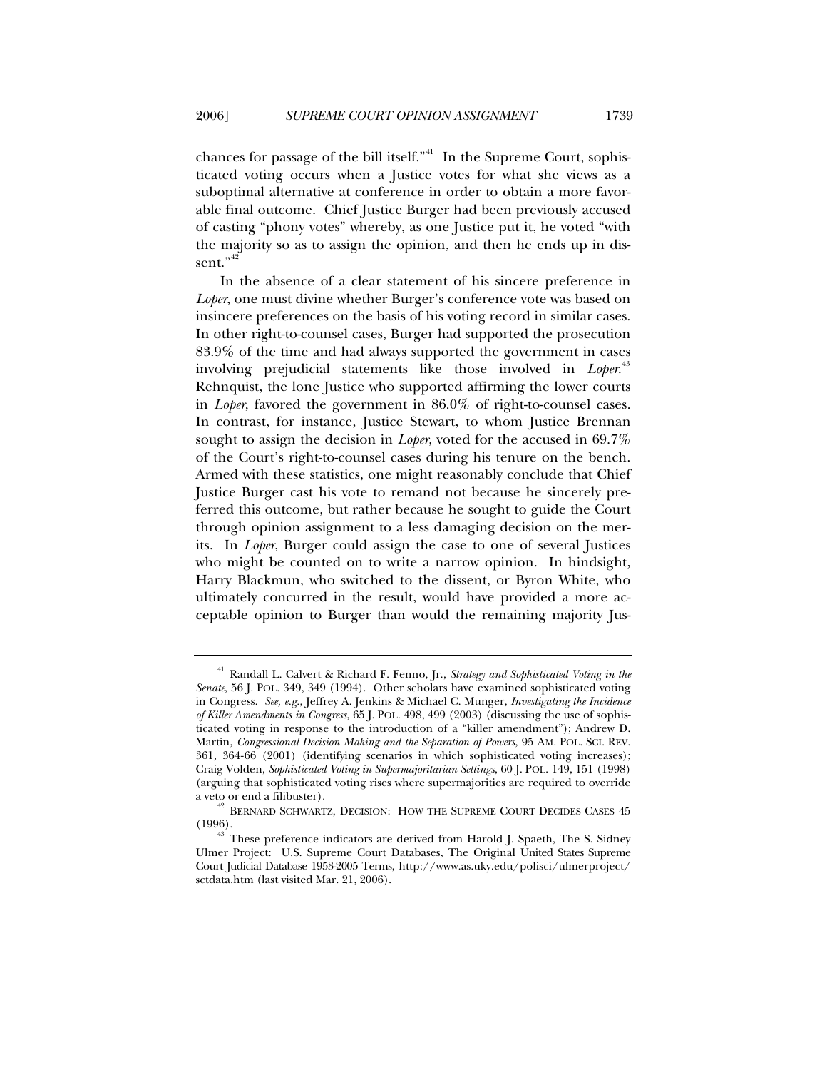chances for passage of the bill itself."[41] In the Supreme Court, sophisticated voting occurs when a Justice votes for what she views as a suboptimal alternative at conference in order to obtain a more favorable final outcome. Chief Justice Burger had been previously accused of casting "phony votes" whereby, as one Justice put it, he voted "with the majority so as to assign the opinion, and then he ends up in dissent."[42]

In the absence of a clear statement of his sincere preference in *Loper*, one must divine whether Burger's conference vote was based on insincere preferences on the basis of his voting record in similar cases. In other right-to-counsel cases, Burger had supported the prosecution 83.9% of the time and had always supported the government in cases involving prejudicial statements like those involved in *Loper*.[43] Rehnquist, the lone Justice who supported affirming the lower courts in *Loper*, favored the government in 86.0% of right-to-counsel cases. In contrast, for instance, Justice Stewart, to whom Justice Brennan sought to assign the decision in *Loper*, voted for the accused in 69.7% of the Court's right-to-counsel cases during his tenure on the bench. Armed with these statistics, one might reasonably conclude that Chief Justice Burger cast his vote to remand not because he sincerely preferred this outcome, but rather because he sought to guide the Court through opinion assignment to a less damaging decision on the merits. In *Loper*, Burger could assign the case to one of several Justices who might be counted on to write a narrow opinion. In hindsight, Harry Blackmun, who switched to the dissent, or Byron White, who ultimately concurred in the result, would have provided a more acceptable opinion to Burger than would the remaining majority Jus-

---

[41] Randall L. Calvert & Richard F. Fenno, Jr., *Strategy and Sophisticated Voting in the Senate*, 56 J. POL. 349, 349 (1994). Other scholars have examined sophisticated voting in Congress. *See, e.g.*, Jeffrey A. Jenkins & Michael C. Munger, *Investigating the Incidence of Killer Amendments in Congress*, 65 J. POL. 498, 499 (2003) (discussing the use of sophisticated voting in response to the introduction of a "killer amendment"); Andrew D. Martin, *Congressional Decision Making and the Separation of Powers*, 95 AM. POL. SCI. REV. 361, 364-66 (2001) (identifying scenarios in which sophisticated voting increases); Craig Volden, *Sophisticated Voting in Supermajoritarian Settings*, 60 J. POL. 149, 151 (1998) (arguing that sophisticated voting rises where supermajorities are required to override a veto or end a filibuster).

[42] BERNARD SCHWARTZ, DECISION: HOW THE SUPREME COURT DECIDES CASES 45 (1996).

[43] These preference indicators are derived from Harold J. Spaeth, The S. Sidney Ulmer Project: U.S. Supreme Court Databases, The Original United States Supreme Court Judicial Database 1953-2005 Terms, http://www.as.uky.edu/polisci/ulmerproject/sctdata.htm (last visited Mar. 21, 2006).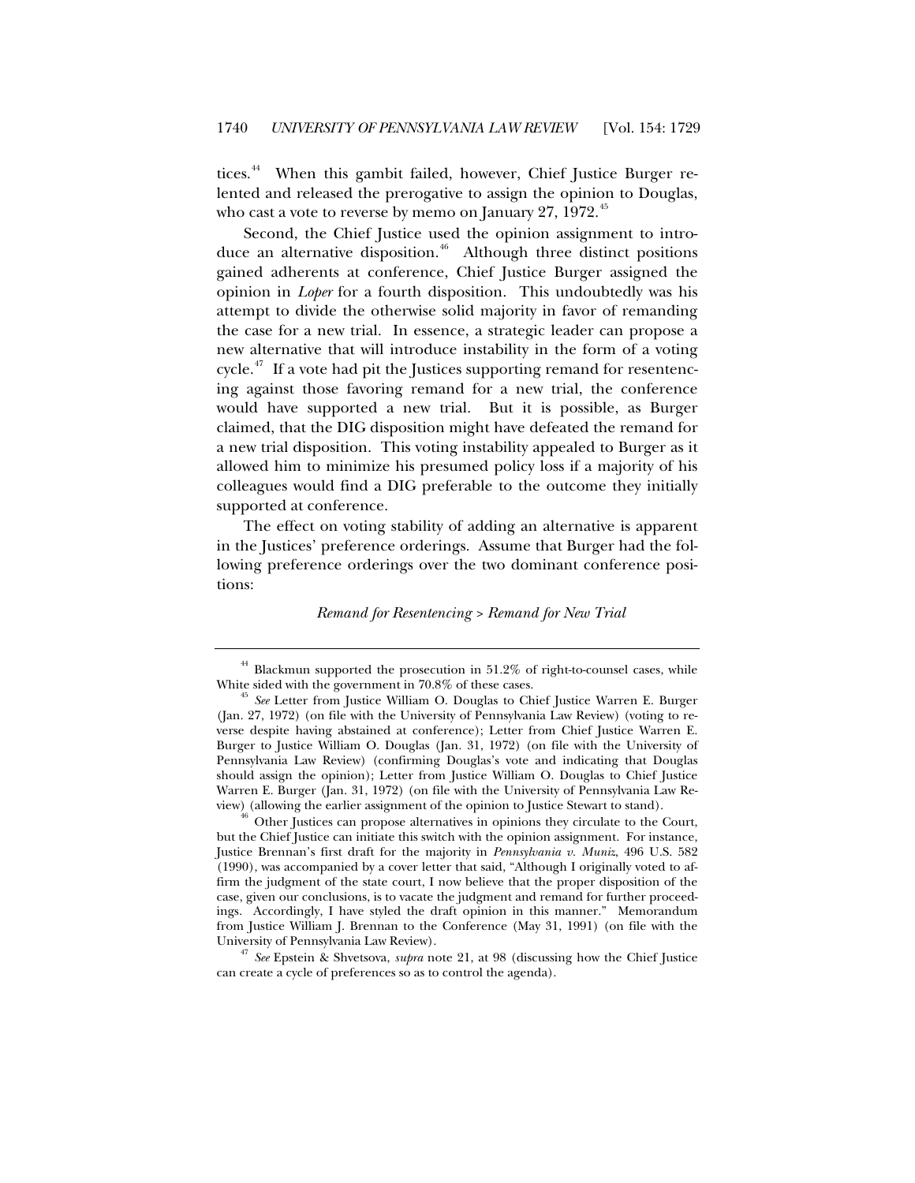tices.[44] When this gambit failed, however, Chief Justice Burger relented and released the prerogative to assign the opinion to Douglas, who cast a vote to reverse by memo on January 27, 1972.[45]

Second, the Chief Justice used the opinion assignment to introduce an alternative disposition.[46] Although three distinct positions gained adherents at conference, Chief Justice Burger assigned the opinion in *Loper* for a fourth disposition. This undoubtedly was his attempt to divide the otherwise solid majority in favor of remanding the case for a new trial. In essence, a strategic leader can propose a new alternative that will introduce instability in the form of a voting cycle.[47] If a vote had pit the Justices supporting remand for resentencing against those favoring remand for a new trial, the conference would have supported a new trial. But it is possible, as Burger claimed, that the DIG disposition might have defeated the remand for a new trial disposition. This voting instability appealed to Burger as it allowed him to minimize his presumed policy loss if a majority of his colleagues would find a DIG preferable to the outcome they initially supported at conference.

The effect on voting stability of adding an alternative is apparent in the Justices' preference orderings. Assume that Burger had the following preference orderings over the two dominant conference positions:

*Remand for Resentencing > Remand for New Trial*

---

[44] Blackmun supported the prosecution in 51.2% of right-to-counsel cases, while White sided with the government in 70.8% of these cases.

[45] *See* Letter from Justice William O. Douglas to Chief Justice Warren E. Burger (Jan. 27, 1972) (on file with the University of Pennsylvania Law Review) (voting to reverse despite having abstained at conference); Letter from Chief Justice Warren E. Burger to Justice William O. Douglas (Jan. 31, 1972) (on file with the University of Pennsylvania Law Review) (confirming Douglas's vote and indicating that Douglas should assign the opinion); Letter from Justice William O. Douglas to Chief Justice Warren E. Burger (Jan. 31, 1972) (on file with the University of Pennsylvania Law Review) (allowing the earlier assignment of the opinion to Justice Stewart to stand).

[46] Other Justices can propose alternatives in opinions they circulate to the Court, but the Chief Justice can initiate this switch with the opinion assignment. For instance, Justice Brennan's first draft for the majority in *Pennsylvania v. Muniz*, 496 U.S. 582 (1990), was accompanied by a cover letter that said, "Although I originally voted to affirm the judgment of the state court, I now believe that the proper disposition of the case, given our conclusions, is to vacate the judgment and remand for further proceedings. Accordingly, I have styled the draft opinion in this manner." Memorandum from Justice William J. Brennan to the Conference (May 31, 1991) (on file with the University of Pennsylvania Law Review).

[47] *See* Epstein & Shvetsova, *supra* note 21, at 98 (discussing how the Chief Justice can create a cycle of preferences so as to control the agenda).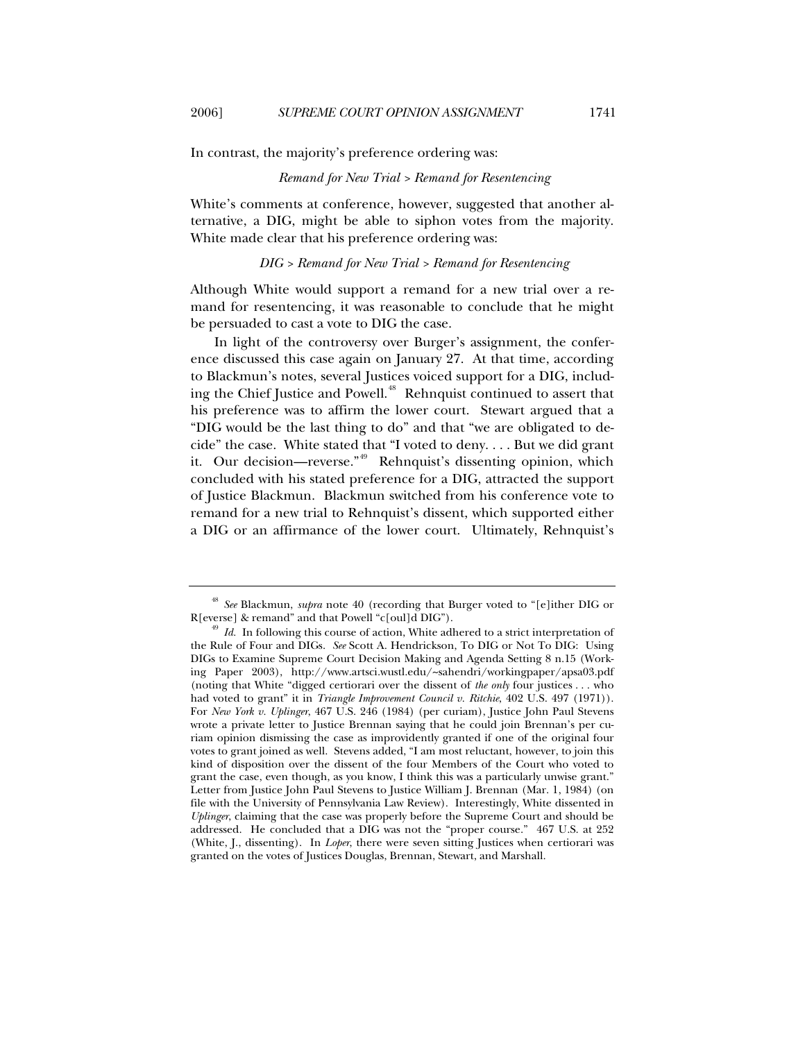In contrast, the majority's preference ordering was:

*Remand for New Trial > Remand for Resentencing*

White's comments at conference, however, suggested that another alternative, a DIG, might be able to siphon votes from the majority. White made clear that his preference ordering was:

*DIG > Remand for New Trial > Remand for Resentencing*

Although White would support a remand for a new trial over a remand for resentencing, it was reasonable to conclude that he might be persuaded to cast a vote to DIG the case.

In light of the controversy over Burger's assignment, the conference discussed this case again on January 27. At that time, according to Blackmun's notes, several Justices voiced support for a DIG, including the Chief Justice and Powell.[48] Rehnquist continued to assert that his preference was to affirm the lower court. Stewart argued that a "DIG would be the last thing to do" and that "we are obligated to decide" the case. White stated that "I voted to deny. . . . But we did grant it. Our decision—reverse."[49] Rehnquist's dissenting opinion, which concluded with his stated preference for a DIG, attracted the support of Justice Blackmun. Blackmun switched from his conference vote to remand for a new trial to Rehnquist's dissent, which supported either a DIG or an affirmance of the lower court. Ultimately, Rehnquist's

---

[48] *See* Blackmun, *supra* note 40 (recording that Burger voted to "[e]ither DIG or R[everse] & remand" and that Powell "c[oul]d DIG").

[49] *Id.* In following this course of action, White adhered to a strict interpretation of the Rule of Four and DIGs. *See* Scott A. Hendrickson, To DIG or Not To DIG: Using DIGs to Examine Supreme Court Decision Making and Agenda Setting 8 n.15 (Working Paper 2003), http://www.artsci.wustl.edu/~sahendri/workingpaper/apsa03.pdf (noting that White "digged certiorari over the dissent of *the only* four justices . . . who had voted to grant" it in *Triangle Improvement Council v. Ritchie*, 402 U.S. 497 (1971)). For *New York v. Uplinger*, 467 U.S. 246 (1984) (per curiam), Justice John Paul Stevens wrote a private letter to Justice Brennan saying that he could join Brennan's per curiam opinion dismissing the case as improvidently granted if one of the original four votes to grant joined as well. Stevens added, "I am most reluctant, however, to join this kind of disposition over the dissent of the four Members of the Court who voted to grant the case, even though, as you know, I think this was a particularly unwise grant." Letter from Justice John Paul Stevens to Justice William J. Brennan (Mar. 1, 1984) (on file with the University of Pennsylvania Law Review). Interestingly, White dissented in *Uplinger*, claiming that the case was properly before the Supreme Court and should be addressed. He concluded that a DIG was not the "proper course." 467 U.S. at 252 (White, J., dissenting). In *Loper*, there were seven sitting Justices when certiorari was granted on the votes of Justices Douglas, Brennan, Stewart, and Marshall.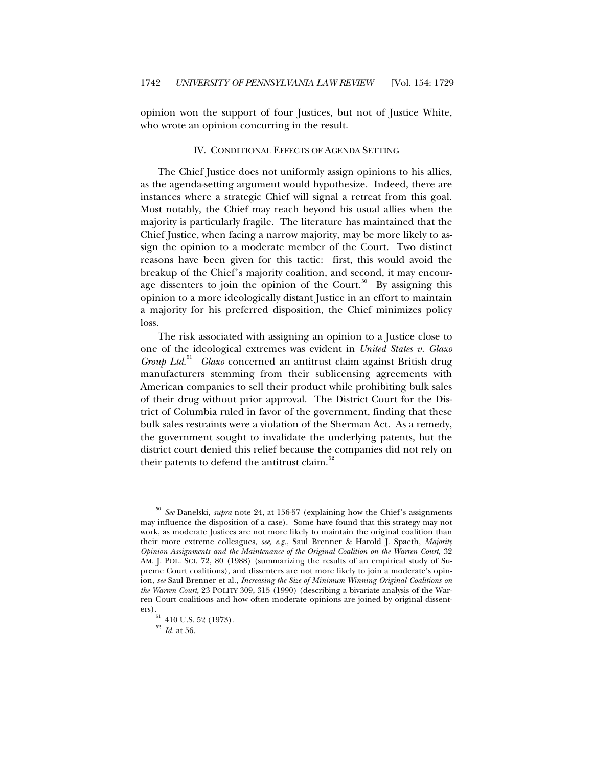opinion won the support of four Justices, but not of Justice White, who wrote an opinion concurring in the result.

## IV. CONDITIONAL EFFECTS OF AGENDA SETTING

The Chief Justice does not uniformly assign opinions to his allies, as the agenda-setting argument would hypothesize. Indeed, there are instances where a strategic Chief will signal a retreat from this goal. Most notably, the Chief may reach beyond his usual allies when the majority is particularly fragile. The literature has maintained that the Chief Justice, when facing a narrow majority, may be more likely to assign the opinion to a moderate member of the Court. Two distinct reasons have been given for this tactic: first, this would avoid the breakup of the Chief's majority coalition, and second, it may encourage dissenters to join the opinion of the Court.[50] By assigning this opinion to a more ideologically distant Justice in an effort to maintain a majority for his preferred disposition, the Chief minimizes policy loss.

The risk associated with assigning an opinion to a Justice close to one of the ideological extremes was evident in *United States v. Glaxo Group Ltd.*[51] *Glaxo* concerned an antitrust claim against British drug manufacturers stemming from their sublicensing agreements with American companies to sell their product while prohibiting bulk sales of their drug without prior approval. The District Court for the District of Columbia ruled in favor of the government, finding that these bulk sales restraints were a violation of the Sherman Act. As a remedy, the government sought to invalidate the underlying patents, but the district court denied this relief because the companies did not rely on their patents to defend the antitrust claim.[52]

---

[50] *See* Danelski, *supra* note 24, at 156-57 (explaining how the Chief's assignments may influence the disposition of a case). Some have found that this strategy may not work, as moderate Justices are not more likely to maintain the original coalition than their more extreme colleagues, *see, e.g.*, Saul Brenner & Harold J. Spaeth, *Majority Opinion Assignments and the Maintenance of the Original Coalition on the Warren Court*, 32 AM. J. POL. SCI. 72, 80 (1988) (summarizing the results of an empirical study of Supreme Court coalitions), and dissenters are not more likely to join a moderate's opinion, *see* Saul Brenner et al., *Increasing the Size of Minimum Winning Original Coalitions on the Warren Court*, 23 POLITY 309, 315 (1990) (describing a bivariate analysis of the Warren Court coalitions and how often moderate opinions are joined by original dissenters).

[51] 410 U.S. 52 (1973).

[52] *Id.* at 56.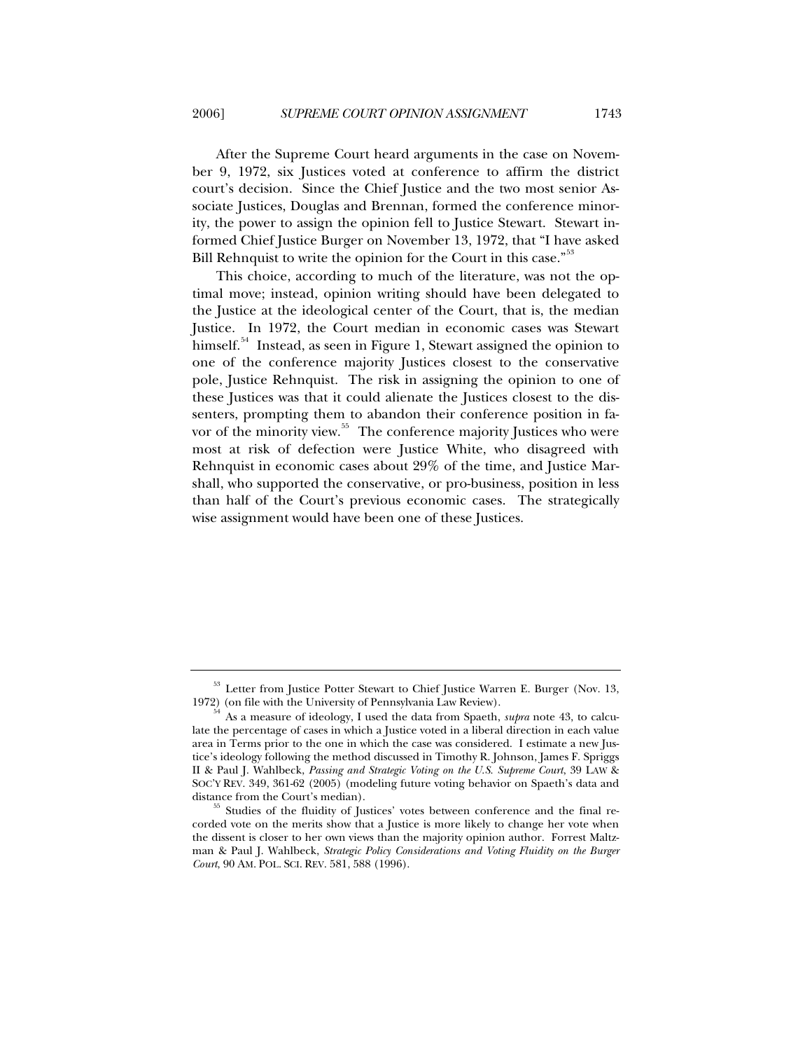After the Supreme Court heard arguments in the case on November 9, 1972, six Justices voted at conference to affirm the district court's decision. Since the Chief Justice and the two most senior Associate Justices, Douglas and Brennan, formed the conference minority, the power to assign the opinion fell to Justice Stewart. Stewart informed Chief Justice Burger on November 13, 1972, that "I have asked Bill Rehnquist to write the opinion for the Court in this case."[53]

This choice, according to much of the literature, was not the optimal move; instead, opinion writing should have been delegated to the Justice at the ideological center of the Court, that is, the median Justice. In 1972, the Court median in economic cases was Stewart himself.[54] Instead, as seen in Figure 1, Stewart assigned the opinion to one of the conference majority Justices closest to the conservative pole, Justice Rehnquist. The risk in assigning the opinion to one of these Justices was that it could alienate the Justices closest to the dissenters, prompting them to abandon their conference position in favor of the minority view.[55] The conference majority Justices who were most at risk of defection were Justice White, who disagreed with Rehnquist in economic cases about 29% of the time, and Justice Marshall, who supported the conservative, or pro-business, position in less than half of the Court's previous economic cases. The strategically wise assignment would have been one of these Justices.

---

[53] Letter from Justice Potter Stewart to Chief Justice Warren E. Burger (Nov. 13, 1972) (on file with the University of Pennsylvania Law Review).

[54] As a measure of ideology, I used the data from Spaeth, *supra* note 43, to calculate the percentage of cases in which a Justice voted in a liberal direction in each value area in Terms prior to the one in which the case was considered. I estimate a new Justice's ideology following the method discussed in Timothy R. Johnson, James F. Spriggs II & Paul J. Wahlbeck, *Passing and Strategic Voting on the U.S. Supreme Court*, 39 LAW & SOC'Y REV. 349, 361-62 (2005) (modeling future voting behavior on Spaeth's data and distance from the Court's median).

[55] Studies of the fluidity of Justices' votes between conference and the final recorded vote on the merits show that a Justice is more likely to change her vote when the dissent is closer to her own views than the majority opinion author. Forrest Maltzman & Paul J. Wahlbeck, *Strategic Policy Considerations and Voting Fluidity on the Burger Court*, 90 AM. POL. SCI. REV. 581, 588 (1996).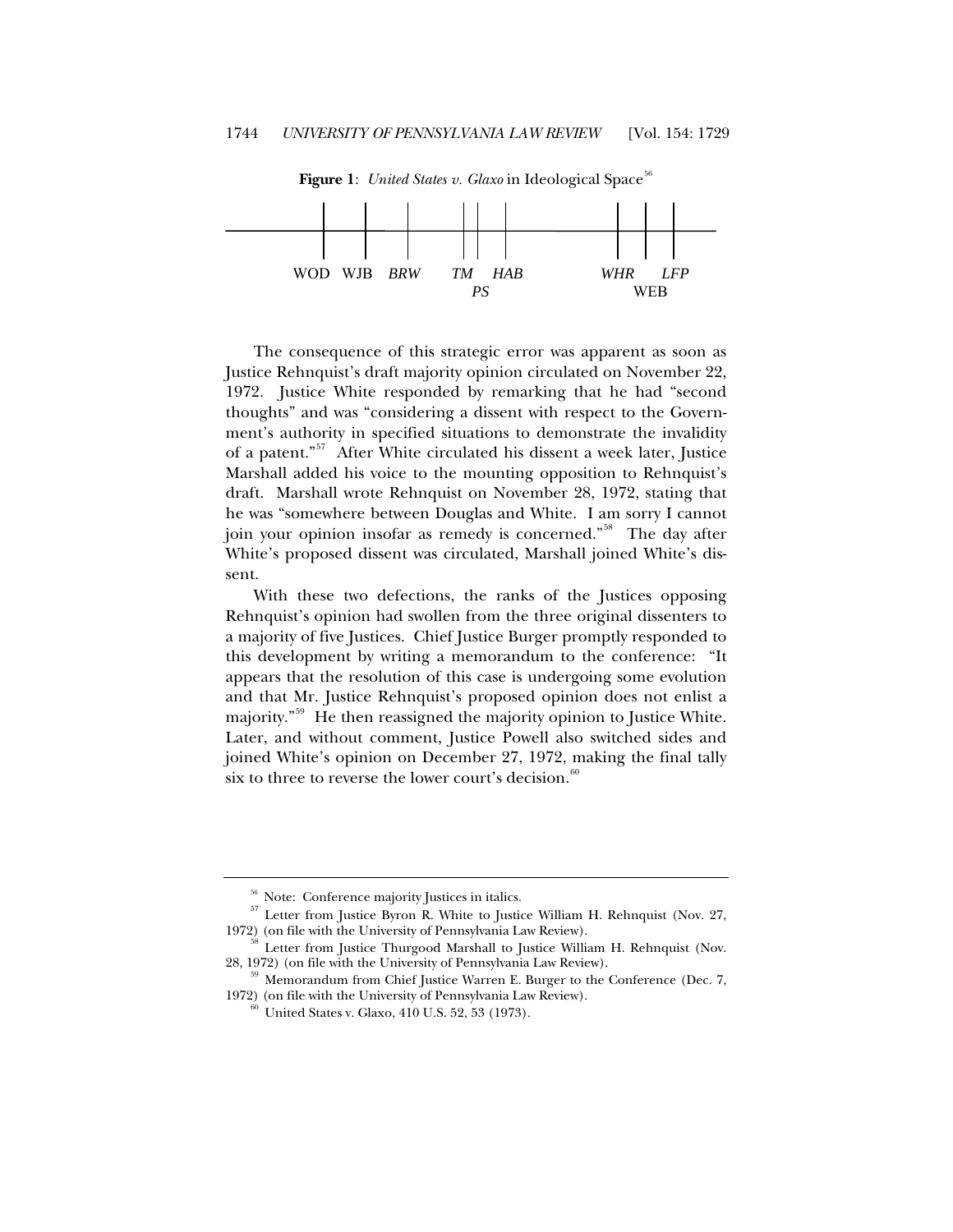**Figure 1**: *United States v. Glaxo* in Ideological Space[56]

WOD WJB *BRW* *TM* *PS* *HAB* *WHR* WEB *LFP*

The consequence of this strategic error was apparent as soon as Justice Rehnquist's draft majority opinion circulated on November 22, 1972. Justice White responded by remarking that he had "second thoughts" and was "considering a dissent with respect to the Government's authority in specified situations to demonstrate the invalidity of a patent."[57] After White circulated his dissent a week later, Justice Marshall added his voice to the mounting opposition to Rehnquist's draft. Marshall wrote Rehnquist on November 28, 1972, stating that he was "somewhere between Douglas and White. I am sorry I cannot join your opinion insofar as remedy is concerned."[58] The day after White's proposed dissent was circulated, Marshall joined White's dissent.

With these two defections, the ranks of the Justices opposing Rehnquist's opinion had swollen from the three original dissenters to a majority of five Justices. Chief Justice Burger promptly responded to this development by writing a memorandum to the conference: "It appears that the resolution of this case is undergoing some evolution and that Mr. Justice Rehnquist's proposed opinion does not enlist a majority."[59] He then reassigned the majority opinion to Justice White. Later, and without comment, Justice Powell also switched sides and joined White's opinion on December 27, 1972, making the final tally six to three to reverse the lower court's decision.[60]

---

[56] Note: Conference majority Justices in italics.

[57] Letter from Justice Byron R. White to Justice William H. Rehnquist (Nov. 27, 1972) (on file with the University of Pennsylvania Law Review).

[58] Letter from Justice Thurgood Marshall to Justice William H. Rehnquist (Nov. 28, 1972) (on file with the University of Pennsylvania Law Review).

[59] Memorandum from Chief Justice Warren E. Burger to the Conference (Dec. 7, 1972) (on file with the University of Pennsylvania Law Review).

[60] United States v. Glaxo, 410 U.S. 52, 53 (1973).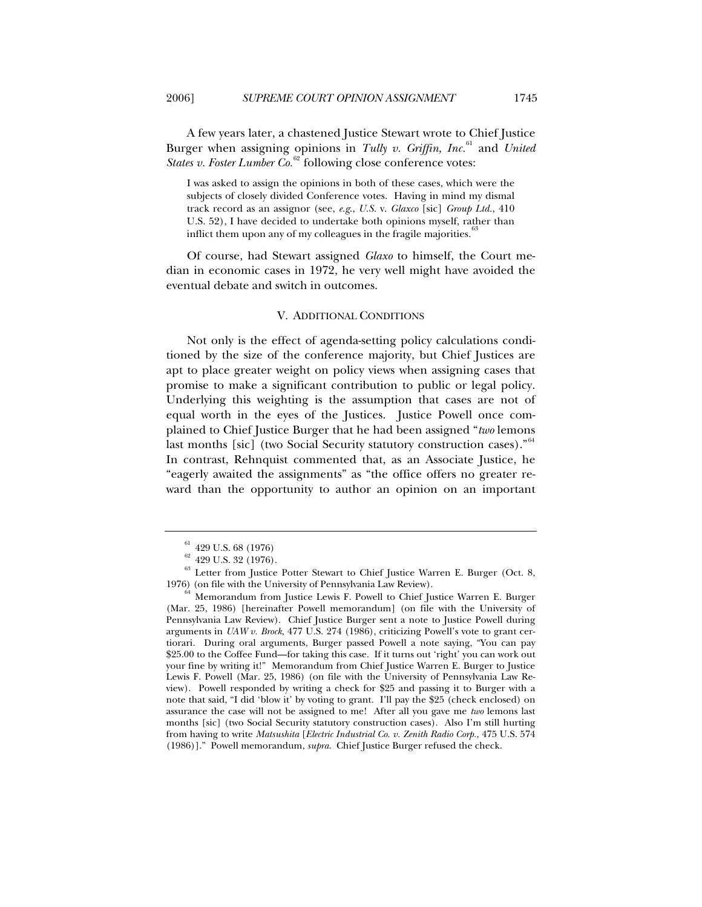A few years later, a chastened Justice Stewart wrote to Chief Justice Burger when assigning opinions in *Tully v. Griffin, Inc.*[61] and *United States v. Foster Lumber Co.*[62] following close conference votes:

> I was asked to assign the opinions in both of these cases, which were the subjects of closely divided Conference votes. Having in mind my dismal track record as an assignor (see, *e.g.*, *U.S.* v. *Glaxco* [sic] *Group Ltd.*, 410 U.S. 52), I have decided to undertake both opinions myself, rather than inflict them upon any of my colleagues in the fragile majorities.[63]

Of course, had Stewart assigned *Glaxo* to himself, the Court median in economic cases in 1972, he very well might have avoided the eventual debate and switch in outcomes.

## V. ADDITIONAL CONDITIONS

Not only is the effect of agenda-setting policy calculations conditioned by the size of the conference majority, but Chief Justices are apt to place greater weight on policy views when assigning cases that promise to make a significant contribution to public or legal policy. Underlying this weighting is the assumption that cases are not of equal worth in the eyes of the Justices. Justice Powell once complained to Chief Justice Burger that he had been assigned "*two* lemons last months [sic] (two Social Security statutory construction cases)."[64] In contrast, Rehnquist commented that, as an Associate Justice, he "eagerly awaited the assignments" as "the office offers no greater reward than the opportunity to author an opinion on an important

---

[61] 429 U.S. 68 (1976)

[62] 429 U.S. 32 (1976).

[63] Letter from Justice Potter Stewart to Chief Justice Warren E. Burger (Oct. 8, 1976) (on file with the University of Pennsylvania Law Review).

[64] Memorandum from Justice Lewis F. Powell to Chief Justice Warren E. Burger (Mar. 25, 1986) [hereinafter Powell memorandum] (on file with the University of Pennsylvania Law Review). Chief Justice Burger sent a note to Justice Powell during arguments in *UAW v. Brock*, 477 U.S. 274 (1986), criticizing Powell's vote to grant certiorari. During oral arguments, Burger passed Powell a note saying, "You can pay $25.00 to the Coffee Fund—for taking this case. If it turns out 'right' you can work out your fine by writing it!" Memorandum from Chief Justice Warren E. Burger to Justice Lewis F. Powell (Mar. 25, 1986) (on file with the University of Pennsylvania Law Review). Powell responded by writing a check for $25 and passing it to Burger with a note that said, "I did 'blow it' by voting to grant. I'll pay the $25 (check enclosed) on assurance the case will not be assigned to me! After all you gave me *two* lemons last months [sic] (two Social Security statutory construction cases). Also I'm still hurting from having to write *Matsushita* [*Electric Industrial Co. v. Zenith Radio Corp.*, 475 U.S. 574 (1986)]." Powell memorandum, *supra*. Chief Justice Burger refused the check.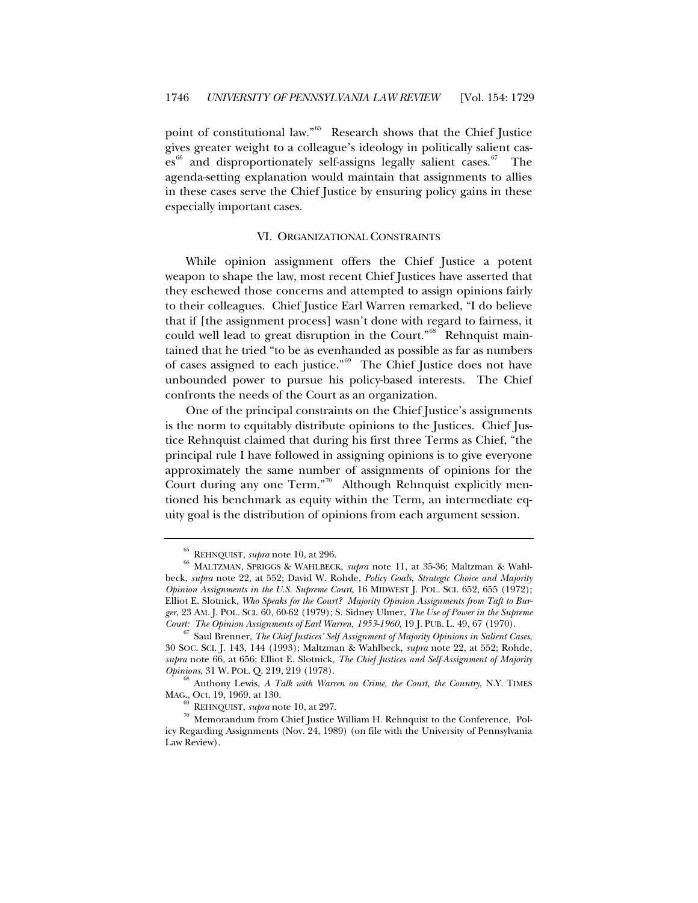point of constitutional law."[65] Research shows that the Chief Justice gives greater weight to a colleague's ideology in politically salient cases[66] and disproportionately self-assigns legally salient cases.[67] The agenda-setting explanation would maintain that assignments to allies in these cases serve the Chief Justice by ensuring policy gains in these especially important cases.

## VI. ORGANIZATIONAL CONSTRAINTS

While opinion assignment offers the Chief Justice a potent weapon to shape the law, most recent Chief Justices have asserted that they eschewed those concerns and attempted to assign opinions fairly to their colleagues. Chief Justice Earl Warren remarked, "I do believe that if [the assignment process] wasn't done with regard to fairness, it could well lead to great disruption in the Court."[68] Rehnquist maintained that he tried "to be as evenhanded as possible as far as numbers of cases assigned to each justice."[69] The Chief Justice does not have unbounded power to pursue his policy-based interests. The Chief confronts the needs of the Court as an organization.

One of the principal constraints on the Chief Justice's assignments is the norm to equitably distribute opinions to the Justices. Chief Justice Rehnquist claimed that during his first three Terms as Chief, "the principal rule I have followed in assigning opinions is to give everyone approximately the same number of assignments of opinions for the Court during any one Term."[70] Although Rehnquist explicitly mentioned his benchmark as equity within the Term, an intermediate equity goal is the distribution of opinions from each argument session.

---

[65] REHNQUIST, *supra* note 10, at 296.

[66] MALTZMAN, SPRIGGS & WAHLBECK, *supra* note 11, at 35-36; Maltzman & Wahlbeck, *supra* note 22, at 552; David W. Rohde, *Policy Goals, Strategic Choice and Majority Opinion Assignments in the U.S. Supreme Court*, 16 MIDWEST J. POL. SCI. 652, 655 (1972); Elliot E. Slotnick, *Who Speaks for the Court? Majority Opinion Assignments from Taft to Burger*, 23 AM. J. POL. SCI. 60, 60-62 (1979); S. Sidney Ulmer, *The Use of Power in the Supreme Court: The Opinion Assignments of Earl Warren, 1953-1960*, 19 J. PUB. L. 49, 67 (1970).

[67] Saul Brenner, *The Chief Justices' Self Assignment of Majority Opinions in Salient Cases*, 30 SOC. SCI. J. 143, 144 (1993); Maltzman & Wahlbeck, *supra* note 22, at 552; Rohde, *supra* note 66, at 656; Elliot E. Slotnick, *The Chief Justices and Self-Assignment of Majority Opinions*, 31 W. POL. Q. 219, 219 (1978).

[68] Anthony Lewis, *A Talk with Warren on Crime, the Court, the Country*, N.Y. TIMES MAG., Oct. 19, 1969, at 130.

[69] REHNQUIST, *supra* note 10, at 297.

[70] Memorandum from Chief Justice William H. Rehnquist to the Conference, Policy Regarding Assignments (Nov. 24, 1989) (on file with the University of Pennsylvania Law Review).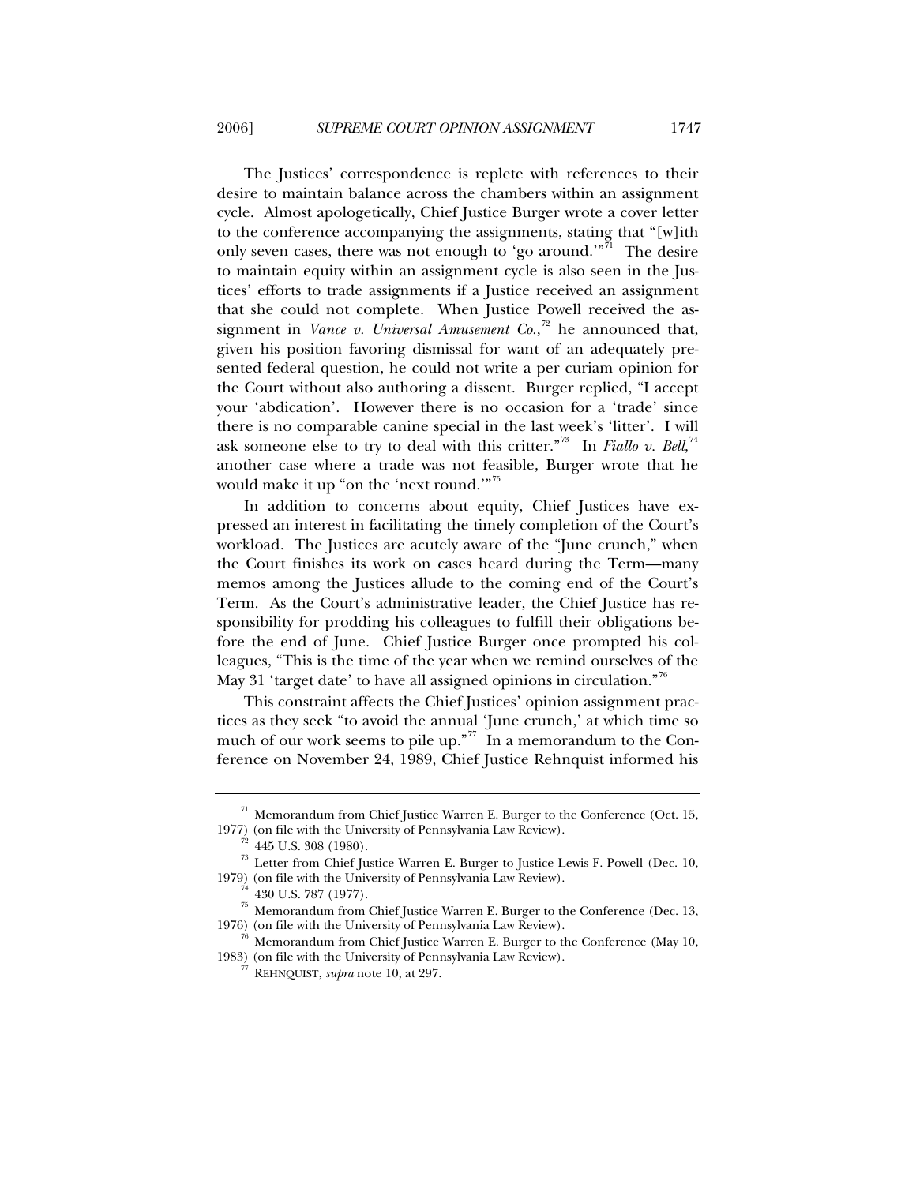The Justices' correspondence is replete with references to their desire to maintain balance across the chambers within an assignment cycle. Almost apologetically, Chief Justice Burger wrote a cover letter to the conference accompanying the assignments, stating that "[w]ith only seven cases, there was not enough to 'go around.'"[71] The desire to maintain equity within an assignment cycle is also seen in the Justices' efforts to trade assignments if a Justice received an assignment that she could not complete. When Justice Powell received the assignment in *Vance v. Universal Amusement Co.*,[72] he announced that, given his position favoring dismissal for want of an adequately presented federal question, he could not write a per curiam opinion for the Court without also authoring a dissent. Burger replied, "I accept your 'abdication'. However there is no occasion for a 'trade' since there is no comparable canine special in the last week's 'litter'. I will ask someone else to try to deal with this critter."[73] In *Fiallo v. Bell*,[74] another case where a trade was not feasible, Burger wrote that he would make it up "on the 'next round.'"[75]

In addition to concerns about equity, Chief Justices have expressed an interest in facilitating the timely completion of the Court's workload. The Justices are acutely aware of the "June crunch," when the Court finishes its work on cases heard during the Term—many memos among the Justices allude to the coming end of the Court's Term. As the Court's administrative leader, the Chief Justice has responsibility for prodding his colleagues to fulfill their obligations before the end of June. Chief Justice Burger once prompted his colleagues, "This is the time of the year when we remind ourselves of the May 31 'target date' to have all assigned opinions in circulation."[76]

This constraint affects the Chief Justices' opinion assignment practices as they seek "to avoid the annual 'June crunch,' at which time so much of our work seems to pile up."[77] In a memorandum to the Conference on November 24, 1989, Chief Justice Rehnquist informed his

---

[71] Memorandum from Chief Justice Warren E. Burger to the Conference (Oct. 15, 1977) (on file with the University of Pennsylvania Law Review).

[72] 445 U.S. 308 (1980).

[73] Letter from Chief Justice Warren E. Burger to Justice Lewis F. Powell (Dec. 10, 1979) (on file with the University of Pennsylvania Law Review).

[74] 430 U.S. 787 (1977).

[75] Memorandum from Chief Justice Warren E. Burger to the Conference (Dec. 13, 1976) (on file with the University of Pennsylvania Law Review).

[76] Memorandum from Chief Justice Warren E. Burger to the Conference (May 10, 1983) (on file with the University of Pennsylvania Law Review).

[77] REHNQUIST, *supra* note 10, at 297.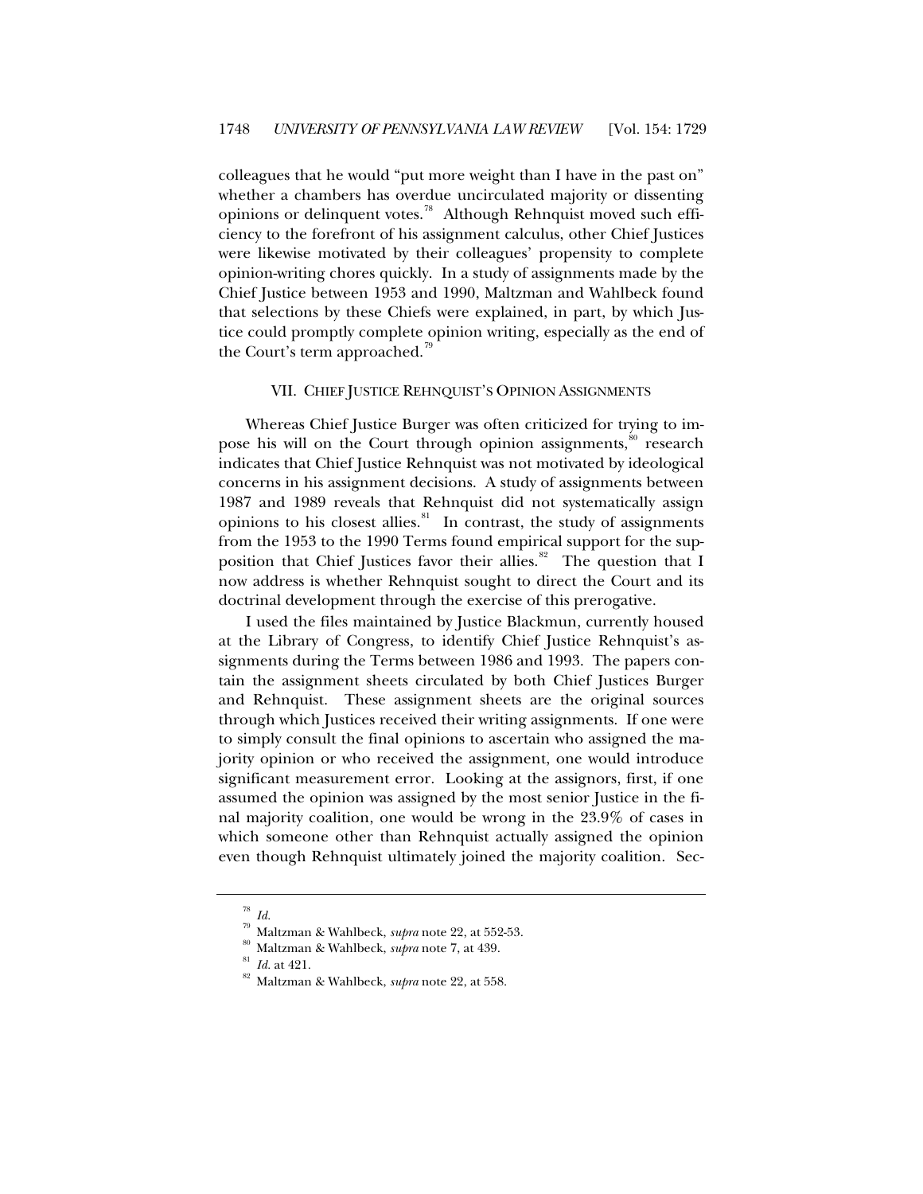colleagues that he would "put more weight than I have in the past on" whether a chambers has overdue uncirculated majority or dissenting opinions or delinquent votes.[78] Although Rehnquist moved such efficiency to the forefront of his assignment calculus, other Chief Justices were likewise motivated by their colleagues' propensity to complete opinion-writing chores quickly. In a study of assignments made by the Chief Justice between 1953 and 1990, Maltzman and Wahlbeck found that selections by these Chiefs were explained, in part, by which Justice could promptly complete opinion writing, especially as the end of the Court's term approached.[79]

## VII. CHIEF JUSTICE REHNQUIST'S OPINION ASSIGNMENTS

Whereas Chief Justice Burger was often criticized for trying to impose his will on the Court through opinion assignments,[80] research indicates that Chief Justice Rehnquist was not motivated by ideological concerns in his assignment decisions. A study of assignments between 1987 and 1989 reveals that Rehnquist did not systematically assign opinions to his closest allies.[81] In contrast, the study of assignments from the 1953 to the 1990 Terms found empirical support for the supposition that Chief Justices favor their allies.[82] The question that I now address is whether Rehnquist sought to direct the Court and its doctrinal development through the exercise of this prerogative.

I used the files maintained by Justice Blackmun, currently housed at the Library of Congress, to identify Chief Justice Rehnquist's assignments during the Terms between 1986 and 1993. The papers contain the assignment sheets circulated by both Chief Justices Burger and Rehnquist. These assignment sheets are the original sources through which Justices received their writing assignments. If one were to simply consult the final opinions to ascertain who assigned the majority opinion or who received the assignment, one would introduce significant measurement error. Looking at the assignors, first, if one assumed the opinion was assigned by the most senior Justice in the final majority coalition, one would be wrong in the 23.9% of cases in which someone other than Rehnquist actually assigned the opinion even though Rehnquist ultimately joined the majority coalition. Sec-

---

[78] *Id.*

[79] Maltzman & Wahlbeck, *supra* note 22, at 552-53.

[80] Maltzman & Wahlbeck, *supra* note 7, at 439.

[81] *Id.* at 421.

[82] Maltzman & Wahlbeck, *supra* note 22, at 558.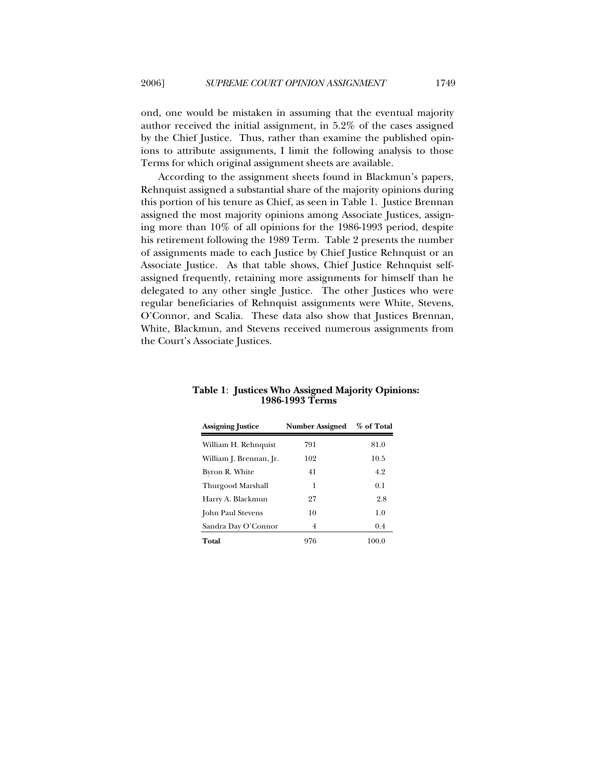ond, one would be mistaken in assuming that the eventual majority author received the initial assignment, in 5.2% of the cases assigned by the Chief Justice. Thus, rather than examine the published opinions to attribute assignments, I limit the following analysis to those Terms for which original assignment sheets are available.

According to the assignment sheets found in Blackmun's papers, Rehnquist assigned a substantial share of the majority opinions during this portion of his tenure as Chief, as seen in Table 1. Justice Brennan assigned the most majority opinions among Associate Justices, assigning more than 10% of all opinions for the 1986-1993 period, despite his retirement following the 1989 Term. Table 2 presents the number of assignments made to each Justice by Chief Justice Rehnquist or an Associate Justice. As that table shows, Chief Justice Rehnquist self-assigned frequently, retaining more assignments for himself than he delegated to any other single Justice. The other Justices who were regular beneficiaries of Rehnquist assignments were White, Stevens, O'Connor, and Scalia. These data also show that Justices Brennan, White, Blackmun, and Stevens received numerous assignments from the Court's Associate Justices.

**Table 1: Justices Who Assigned Majority Opinions: 1986-1993 Terms**

| Assigning Justice | Number Assigned | % of Total |
|---|---|---|
| William H. Rehnquist | 791 | 81.0 |
| William J. Brennan, Jr. | 102 | 10.5 |
| Byron R. White | 41 | 4.2 |
| Thurgood Marshall | 1 | 0.1 |
| Harry A. Blackmun | 27 | 2.8 |
| John Paul Stevens | 10 | 1.0 |
| Sandra Day O'Connor | 4 | 0.4 |
| **Total** | 976 | 100.0 |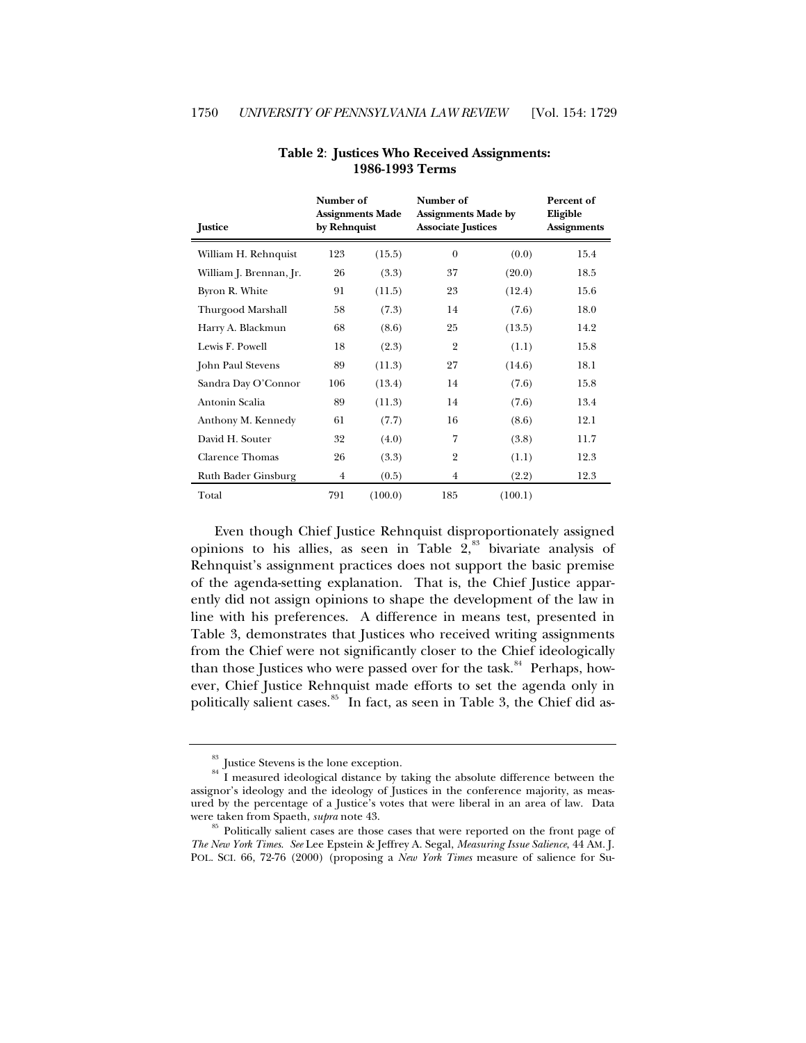**Table 2: Justices Who Received Assignments: 1986-1993 Terms**

| Justice | Number of Assignments Made by Rehnquist | | Number of Assignments Made by Associate Justices | | Percent of Eligible Assignments |
|---|---|---|---|---|---|
| William H. Rehnquist | 123 | (15.5) | 0 | (0.0) | 15.4 |
| William J. Brennan, Jr. | 26 | (3.3) | 37 | (20.0) | 18.5 |
| Byron R. White | 91 | (11.5) | 23 | (12.4) | 15.6 |
| Thurgood Marshall | 58 | (7.3) | 14 | (7.6) | 18.0 |
| Harry A. Blackmun | 68 | (8.6) | 25 | (13.5) | 14.2 |
| Lewis F. Powell | 18 | (2.3) | 2 | (1.1) | 15.8 |
| John Paul Stevens | 89 | (11.3) | 27 | (14.6) | 18.1 |
| Sandra Day O'Connor | 106 | (13.4) | 14 | (7.6) | 15.8 |
| Antonin Scalia | 89 | (11.3) | 14 | (7.6) | 13.4 |
| Anthony M. Kennedy | 61 | (7.7) | 16 | (8.6) | 12.1 |
| David H. Souter | 32 | (4.0) | 7 | (3.8) | 11.7 |
| Clarence Thomas | 26 | (3.3) | 2 | (1.1) | 12.3 |
| Ruth Bader Ginsburg | 4 | (0.5) | 4 | (2.2) | 12.3 |
| Total | 791 | (100.0) | 185 | (100.1) | |

Even though Chief Justice Rehnquist disproportionately assigned opinions to his allies, as seen in Table 2,[83] bivariate analysis of Rehnquist's assignment practices does not support the basic premise of the agenda-setting explanation. That is, the Chief Justice apparently did not assign opinions to shape the development of the law in line with his preferences. A difference in means test, presented in Table 3, demonstrates that Justices who received writing assignments from the Chief were not significantly closer to the Chief ideologically than those Justices who were passed over for the task.[84] Perhaps, however, Chief Justice Rehnquist made efforts to set the agenda only in politically salient cases.[85] In fact, as seen in Table 3, the Chief did as-

---

[83] Justice Stevens is the lone exception.

[84] I measured ideological distance by taking the absolute difference between the assignor's ideology and the ideology of Justices in the conference majority, as measured by the percentage of a Justice's votes that were liberal in an area of law. Data were taken from Spaeth, *supra* note 43.

[85] Politically salient cases are those cases that were reported on the front page of *The New York Times*. *See* Lee Epstein & Jeffrey A. Segal, *Measuring Issue Salience*, 44 AM. J. POL. SCI. 66, 72-76 (2000) (proposing a *New York Times* measure of salience for Su-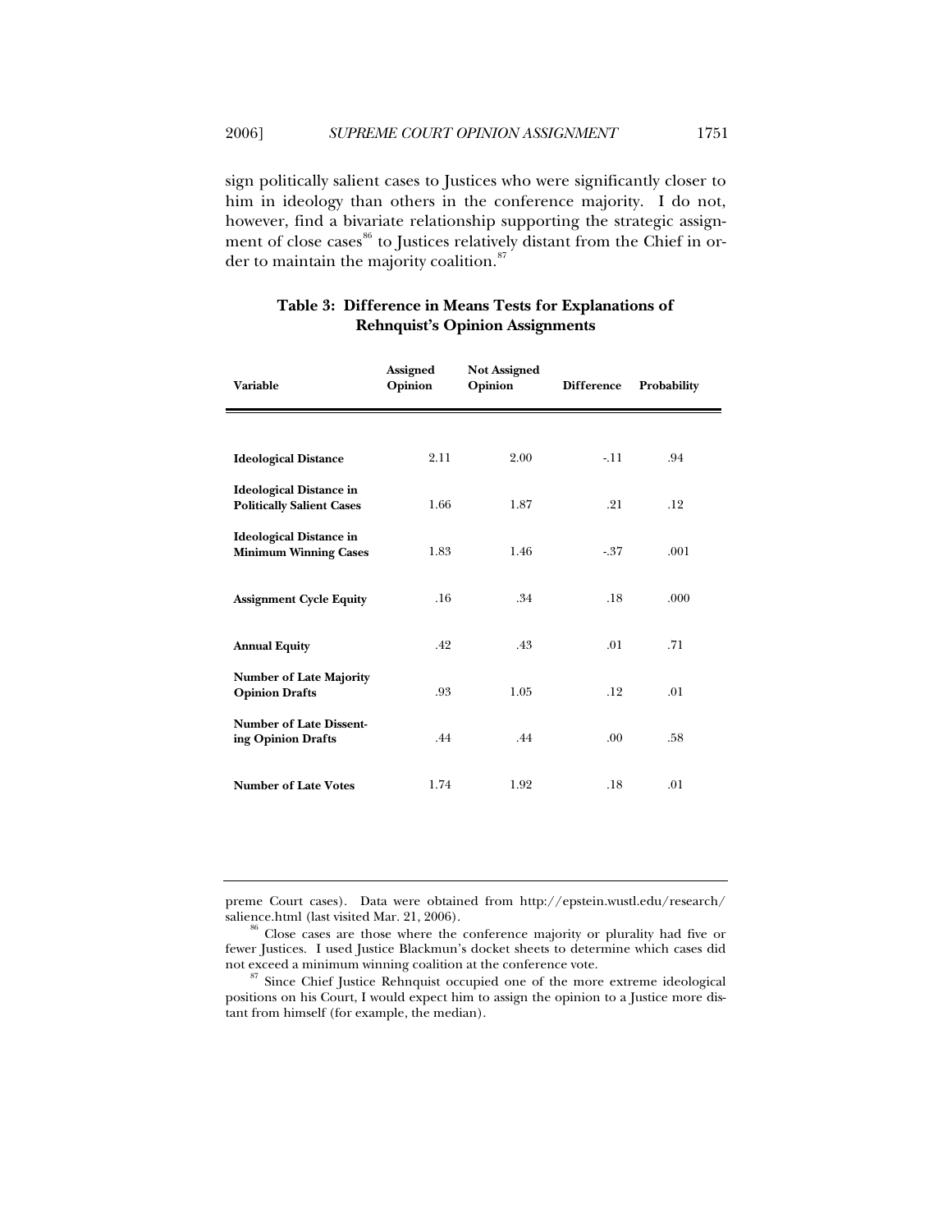sign politically salient cases to Justices who were significantly closer to him in ideology than others in the conference majority. I do not, however, find a bivariate relationship supporting the strategic assignment of close cases[86] to Justices relatively distant from the Chief in order to maintain the majority coalition.[87]

**Table 3: Difference in Means Tests for Explanations of Rehnquist's Opinion Assignments**

| Variable | Assigned Opinion | Not Assigned Opinion | Difference | Probability |
|---|---|---|---|---|
| **Ideological Distance** | 2.11 | 2.00 | -.11 | .94 |
| **Ideological Distance in Politically Salient Cases** | 1.66 | 1.87 | .21 | .12 |
| **Ideological Distance in Minimum Winning Cases** | 1.83 | 1.46 | -.37 | .001 |
| **Assignment Cycle Equity** | .16 | .34 | .18 | .000 |
| **Annual Equity** | .42 | .43 | .01 | .71 |
| **Number of Late Majority Opinion Drafts** | .93 | 1.05 | .12 | .01 |
| **Number of Late Dissenting Opinion Drafts** | .44 | .44 | .00 | .58 |
| **Number of Late Votes** | 1.74 | 1.92 | .18 | .01 |

preme Court cases). Data were obtained from http://epstein.wustl.edu/research/salience.html (last visited Mar. 21, 2006).

[86] Close cases are those where the conference majority or plurality had five or fewer Justices. I used Justice Blackmun's docket sheets to determine which cases did not exceed a minimum winning coalition at the conference vote.

[87] Since Chief Justice Rehnquist occupied one of the more extreme ideological positions on his Court, I would expect him to assign the opinion to a Justice more distant from himself (for example, the median).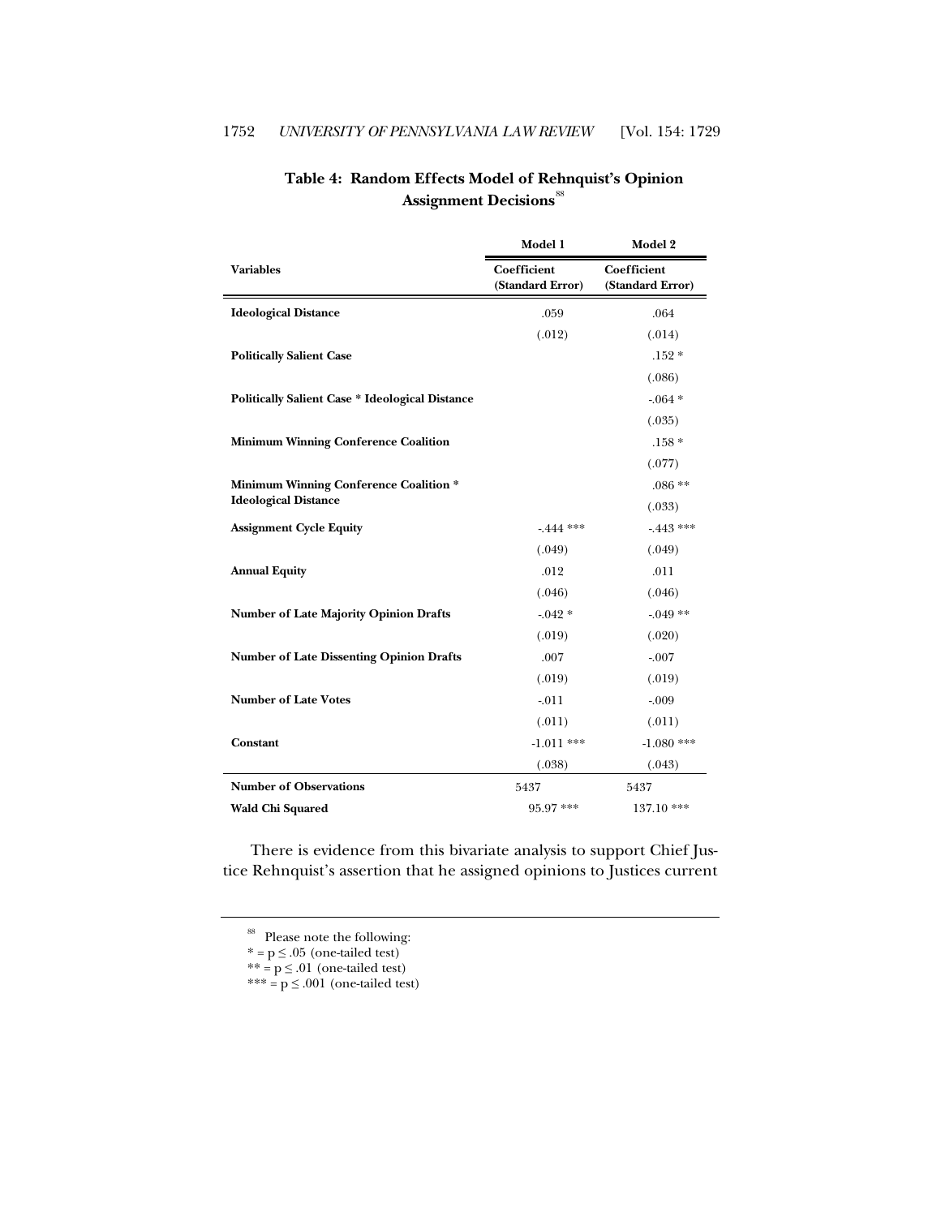**Table 4: Random Effects Model of Rehnquist's Opinion Assignment Decisions**[88]

| | Model 1 | Model 2 |
|---|---|---|
| **Variables** | **Coefficient (Standard Error)** | **Coefficient (Standard Error)** |
| **Ideological Distance** | .059 | .064 |
| | (.012) | (.014) |
| **Politically Salient Case** | | .152 * |
| | | (.086) |
| **Politically Salient Case * Ideological Distance** | | -.064 * |
| | | (.035) |
| **Minimum Winning Conference Coalition** | | .158 * |
| | | (.077) |
| **Minimum Winning Conference Coalition * Ideological Distance** | | .086 ** |
| | | (.033) |
| **Assignment Cycle Equity** | -.444 *** | -.443 *** |
| | (.049) | (.049) |
| **Annual Equity** | .012 | .011 |
| | (.046) | (.046) |
| **Number of Late Majority Opinion Drafts** | -.042 * | -.049 ** |
| | (.019) | (.020) |
| **Number of Late Dissenting Opinion Drafts** | .007 | -.007 |
| | (.019) | (.019) |
| **Number of Late Votes** | -.011 | -.009 |
| | (.011) | (.011) |
| **Constant** | -1.011 *** | -1.080 *** |
| | (.038) | (.043) |
| **Number of Observations** | 5437 | 5437 |
| **Wald Chi Squared** | 95.97 *** | 137.10 *** |

There is evidence from this bivariate analysis to support Chief Justice Rehnquist's assertion that he assigned opinions to Justices current

---

[88] Please note the following:
* = p ≤ .05 (one-tailed test)
** = p ≤ .01 (one-tailed test)
*** = p ≤ .001 (one-tailed test)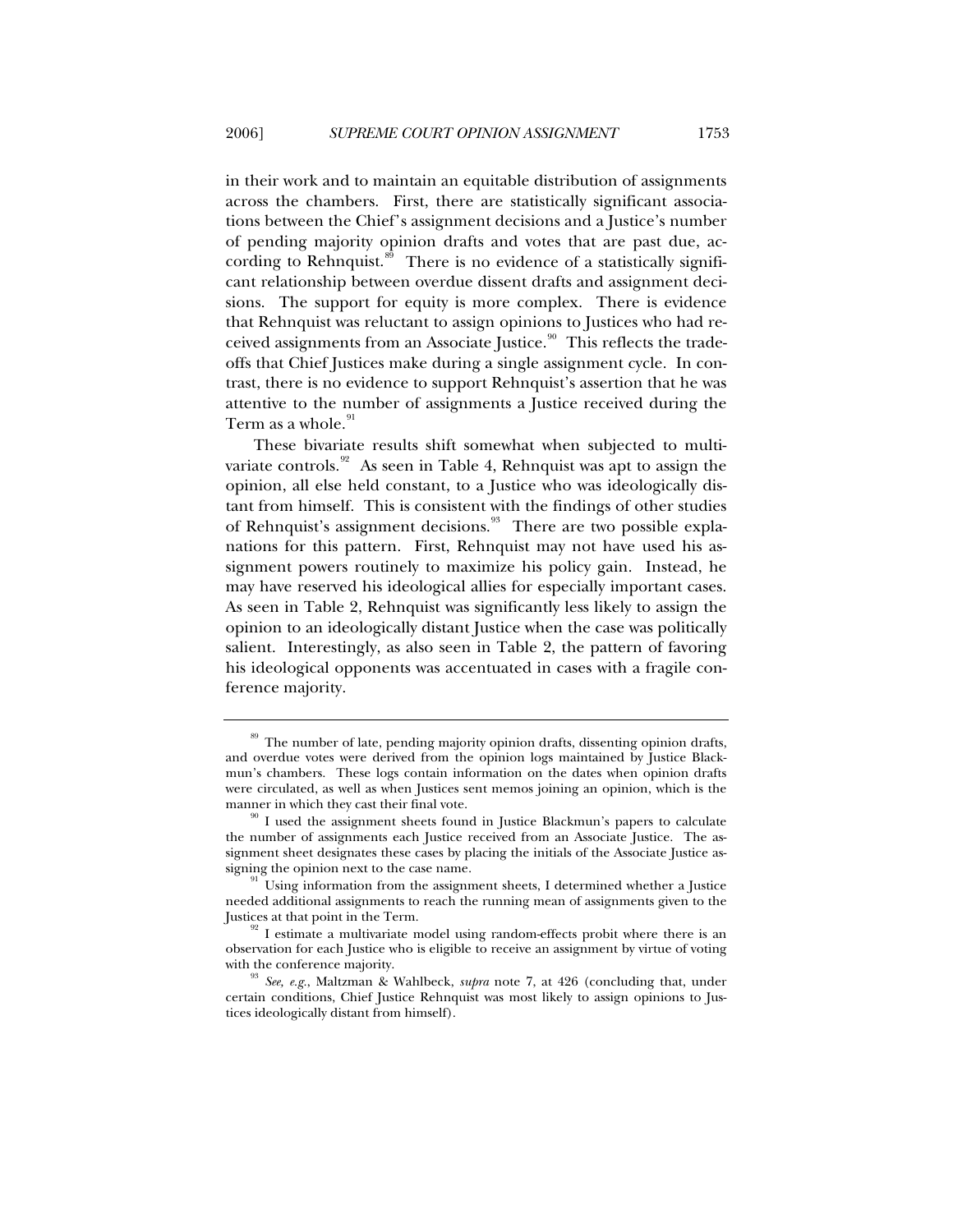in their work and to maintain an equitable distribution of assignments across the chambers. First, there are statistically significant associations between the Chief's assignment decisions and a Justice's number of pending majority opinion drafts and votes that are past due, according to Rehnquist.[89] There is no evidence of a statistically significant relationship between overdue dissent drafts and assignment decisions. The support for equity is more complex. There is evidence that Rehnquist was reluctant to assign opinions to Justices who had received assignments from an Associate Justice.[90] This reflects the tradeoffs that Chief Justices make during a single assignment cycle. In contrast, there is no evidence to support Rehnquist's assertion that he was attentive to the number of assignments a Justice received during the Term as a whole.[91]

These bivariate results shift somewhat when subjected to multivariate controls.[92] As seen in Table 4, Rehnquist was apt to assign the opinion, all else held constant, to a Justice who was ideologically distant from himself. This is consistent with the findings of other studies of Rehnquist's assignment decisions.[93] There are two possible explanations for this pattern. First, Rehnquist may not have used his assignment powers routinely to maximize his policy gain. Instead, he may have reserved his ideological allies for especially important cases. As seen in Table 2, Rehnquist was significantly less likely to assign the opinion to an ideologically distant Justice when the case was politically salient. Interestingly, as also seen in Table 2, the pattern of favoring his ideological opponents was accentuated in cases with a fragile conference majority.

---

[89] The number of late, pending majority opinion drafts, dissenting opinion drafts, and overdue votes were derived from the opinion logs maintained by Justice Blackmun's chambers. These logs contain information on the dates when opinion drafts were circulated, as well as when Justices sent memos joining an opinion, which is the manner in which they cast their final vote.

[90] I used the assignment sheets found in Justice Blackmun's papers to calculate the number of assignments each Justice received from an Associate Justice. The assignment sheet designates these cases by placing the initials of the Associate Justice assigning the opinion next to the case name.

[91] Using information from the assignment sheets, I determined whether a Justice needed additional assignments to reach the running mean of assignments given to the Justices at that point in the Term.

[92] I estimate a multivariate model using random-effects probit where there is an observation for each Justice who is eligible to receive an assignment by virtue of voting with the conference majority.

[93] *See, e.g.*, Maltzman & Wahlbeck, *supra* note 7, at 426 (concluding that, under certain conditions, Chief Justice Rehnquist was most likely to assign opinions to Justices ideologically distant from himself).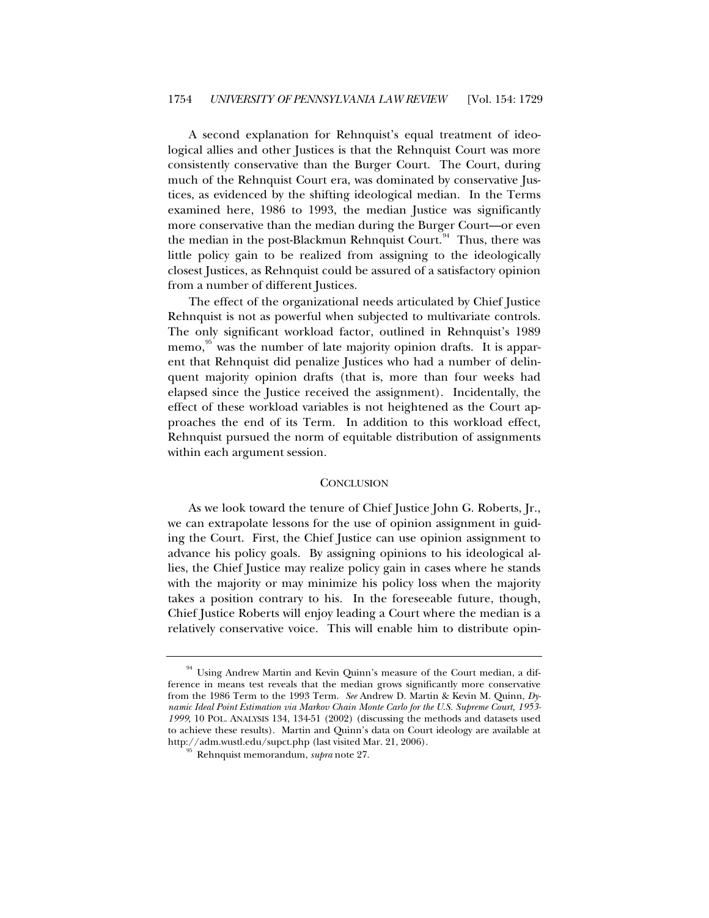A second explanation for Rehnquist's equal treatment of ideological allies and other Justices is that the Rehnquist Court was more consistently conservative than the Burger Court. The Court, during much of the Rehnquist Court era, was dominated by conservative Justices, as evidenced by the shifting ideological median. In the Terms examined here, 1986 to 1993, the median Justice was significantly more conservative than the median during the Burger Court—or even the median in the post-Blackmun Rehnquist Court.[94] Thus, there was little policy gain to be realized from assigning to the ideologically closest Justices, as Rehnquist could be assured of a satisfactory opinion from a number of different Justices.

The effect of the organizational needs articulated by Chief Justice Rehnquist is not as powerful when subjected to multivariate controls. The only significant workload factor, outlined in Rehnquist's 1989 memo,[95] was the number of late majority opinion drafts. It is apparent that Rehnquist did penalize Justices who had a number of delinquent majority opinion drafts (that is, more than four weeks had elapsed since the Justice received the assignment). Incidentally, the effect of these workload variables is not heightened as the Court approaches the end of its Term. In addition to this workload effect, Rehnquist pursued the norm of equitable distribution of assignments within each argument session.

## CONCLUSION

As we look toward the tenure of Chief Justice John G. Roberts, Jr., we can extrapolate lessons for the use of opinion assignment in guiding the Court. First, the Chief Justice can use opinion assignment to advance his policy goals. By assigning opinions to his ideological allies, the Chief Justice may realize policy gain in cases where he stands with the majority or may minimize his policy loss when the majority takes a position contrary to his. In the foreseeable future, though, Chief Justice Roberts will enjoy leading a Court where the median is a relatively conservative voice. This will enable him to distribute opin-

---

[94] Using Andrew Martin and Kevin Quinn's measure of the Court median, a difference in means test reveals that the median grows significantly more conservative from the 1986 Term to the 1993 Term. *See* Andrew D. Martin & Kevin M. Quinn, *Dynamic Ideal Point Estimation via Markov Chain Monte Carlo for the U.S. Supreme Court, 1953-1999*, 10 POL. ANALYSIS 134, 134-51 (2002) (discussing the methods and datasets used to achieve these results). Martin and Quinn's data on Court ideology are available at http://adm.wustl.edu/supct.php (last visited Mar. 21, 2006).

[95] Rehnquist memorandum, *supra* note 27.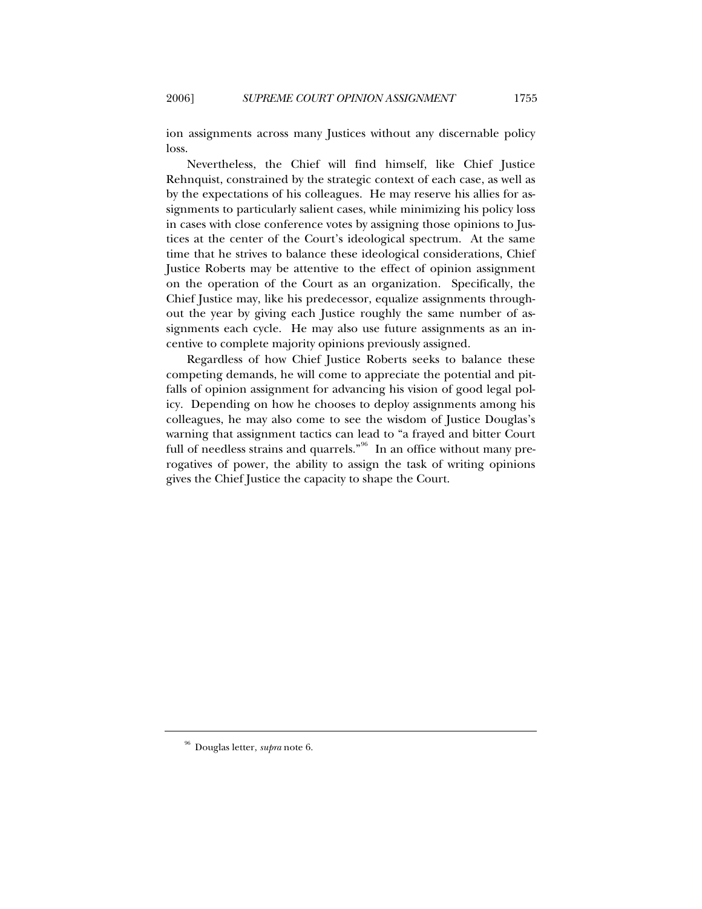ion assignments across many Justices without any discernable policy loss.

Nevertheless, the Chief will find himself, like Chief Justice Rehnquist, constrained by the strategic context of each case, as well as by the expectations of his colleagues. He may reserve his allies for assignments to particularly salient cases, while minimizing his policy loss in cases with close conference votes by assigning those opinions to Justices at the center of the Court's ideological spectrum. At the same time that he strives to balance these ideological considerations, Chief Justice Roberts may be attentive to the effect of opinion assignment on the operation of the Court as an organization. Specifically, the Chief Justice may, like his predecessor, equalize assignments throughout the year by giving each Justice roughly the same number of assignments each cycle. He may also use future assignments as an incentive to complete majority opinions previously assigned.

Regardless of how Chief Justice Roberts seeks to balance these competing demands, he will come to appreciate the potential and pitfalls of opinion assignment for advancing his vision of good legal policy. Depending on how he chooses to deploy assignments among his colleagues, he may also come to see the wisdom of Justice Douglas's warning that assignment tactics can lead to "a frayed and bitter Court full of needless strains and quarrels."[96] In an office without many prerogatives of power, the ability to assign the task of writing opinions gives the Chief Justice the capacity to shape the Court.

---

[96] Douglas letter, *supra* note 6.